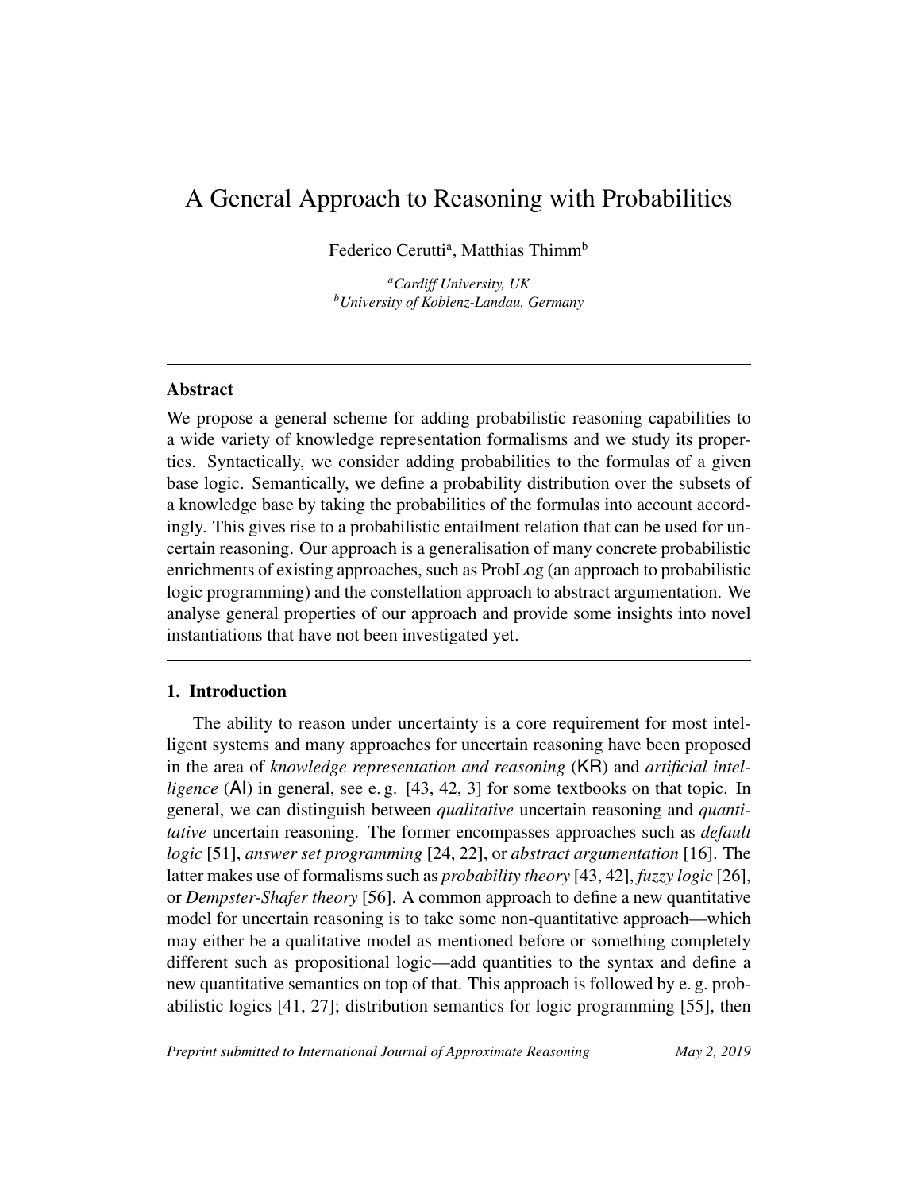# A General Approach to Reasoning with Probabilities

Federico Cerutti[a], Matthias Thimm[b]

[a] *Cardiff University, UK*
[b] *University of Koblenz-Landau, Germany*

## Abstract

We propose a general scheme for adding probabilistic reasoning capabilities to a wide variety of knowledge representation formalisms and we study its properties. Syntactically, we consider adding probabilities to the formulas of a given base logic. Semantically, we define a probability distribution over the subsets of a knowledge base by taking the probabilities of the formulas into account accordingly. This gives rise to a probabilistic entailment relation that can be used for uncertain reasoning. Our approach is a generalisation of many concrete probabilistic enrichments of existing approaches, such as ProbLog (an approach to probabilistic logic programming) and the constellation approach to abstract argumentation. We analyse general properties of our approach and provide some insights into novel instantiations that have not been investigated yet.

## 1. Introduction

The ability to reason under uncertainty is a core requirement for most intelligent systems and many approaches for uncertain reasoning have been proposed in the area of *knowledge representation and reasoning* (KR) and *artificial intelligence* (AI) in general, see e. g. [43, 42, 3] for some textbooks on that topic. In general, we can distinguish between *qualitative* uncertain reasoning and *quantitative* uncertain reasoning. The former encompasses approaches such as *default logic* [51], *answer set programming* [24, 22], or *abstract argumentation* [16]. The latter makes use of formalisms such as *probability theory* [43, 42], *fuzzy logic* [26], or *Dempster-Shafer theory* [56]. A common approach to define a new quantitative model for uncertain reasoning is to take some non-quantitative approach—which may either be a qualitative model as mentioned before or something completely different such as propositional logic—add quantities to the syntax and define a new quantitative semantics on top of that. This approach is followed by e. g. probabilistic logics [41, 27]; distribution semantics for logic programming [55], then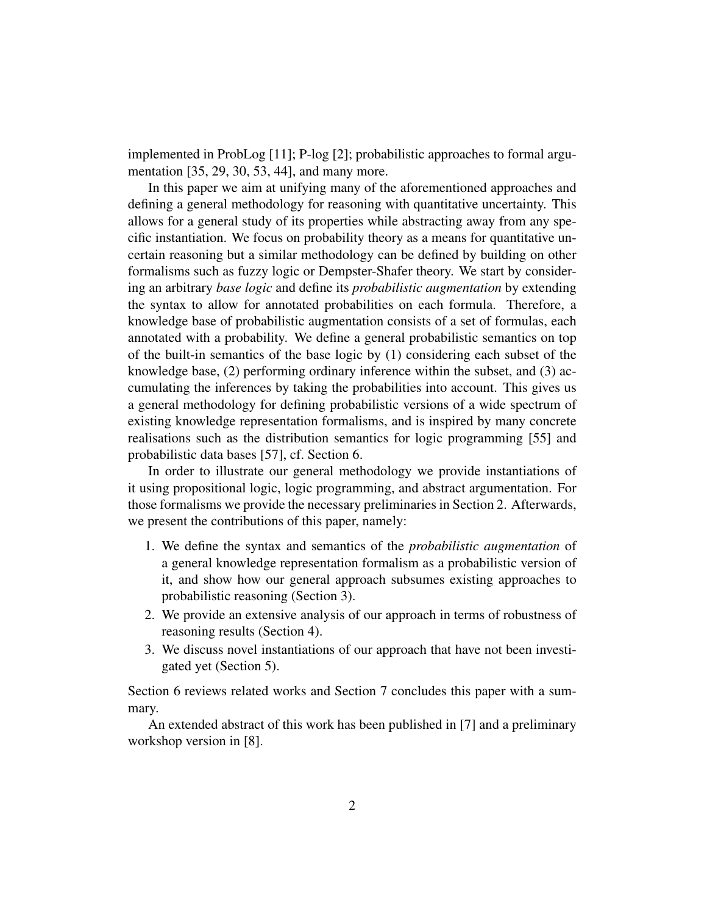implemented in ProbLog [11]; P-log [2]; probabilistic approaches to formal argumentation [35, 29, 30, 53, 44], and many more.

In this paper we aim at unifying many of the aforementioned approaches and defining a general methodology for reasoning with quantitative uncertainty. This allows for a general study of its properties while abstracting away from any specific instantiation. We focus on probability theory as a means for quantitative uncertain reasoning but a similar methodology can be defined by building on other formalisms such as fuzzy logic or Dempster-Shafer theory. We start by considering an arbitrary *base logic* and define its *probabilistic augmentation* by extending the syntax to allow for annotated probabilities on each formula. Therefore, a knowledge base of probabilistic augmentation consists of a set of formulas, each annotated with a probability. We define a general probabilistic semantics on top of the built-in semantics of the base logic by (1) considering each subset of the knowledge base, (2) performing ordinary inference within the subset, and (3) accumulating the inferences by taking the probabilities into account. This gives us a general methodology for defining probabilistic versions of a wide spectrum of existing knowledge representation formalisms, and is inspired by many concrete realisations such as the distribution semantics for logic programming [55] and probabilistic data bases [57], cf. Section 6.

In order to illustrate our general methodology we provide instantiations of it using propositional logic, logic programming, and abstract argumentation. For those formalisms we provide the necessary preliminaries in Section 2. Afterwards, we present the contributions of this paper, namely:

1. We define the syntax and semantics of the *probabilistic augmentation* of a general knowledge representation formalism as a probabilistic version of it, and show how our general approach subsumes existing approaches to probabilistic reasoning (Section 3).
2. We provide an extensive analysis of our approach in terms of robustness of reasoning results (Section 4).
3. We discuss novel instantiations of our approach that have not been investigated yet (Section 5).

Section 6 reviews related works and Section 7 concludes this paper with a summary.

An extended abstract of this work has been published in [7] and a preliminary workshop version in [8].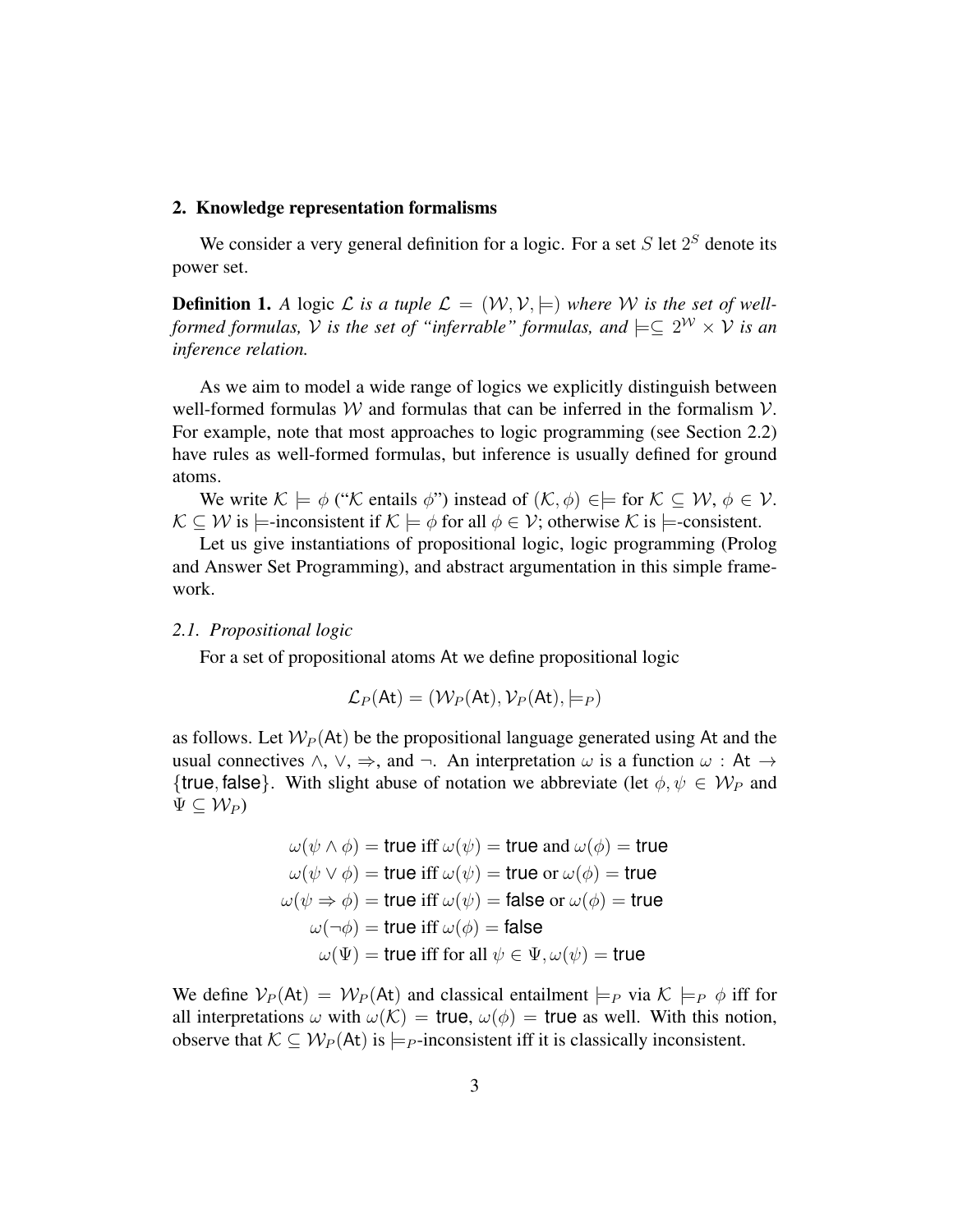## 2. Knowledge representation formalisms

We consider a very general definition for a logic. For a set $S$ let $2^S$ denote its power set.

**Definition 1.** *A* logic $\mathcal{L}$ *is a tuple* $\mathcal{L} = (\mathcal{W}, \mathcal{V}, \models)$ *where* $\mathcal{W}$ *is the set of well-formed formulas,* $\mathcal{V}$ *is the set of "inferrable" formulas, and* $\models \subseteq 2^{\mathcal{W}} \times \mathcal{V}$ *is an inference relation.*

As we aim to model a wide range of logics we explicitly distinguish between well-formed formulas $\mathcal{W}$ and formulas that can be inferred in the formalism $\mathcal{V}$. For example, note that most approaches to logic programming (see Section 2.2) have rules as well-formed formulas, but inference is usually defined for ground atoms.

We write $\mathcal{K} \models \phi$ ("$\mathcal{K}$ entails $\phi$") instead of $(\mathcal{K}, \phi) \in \models$ for $\mathcal{K} \subseteq \mathcal{W}$, $\phi \in \mathcal{V}$. $\mathcal{K} \subseteq \mathcal{W}$ is $\models$-inconsistent if $\mathcal{K} \models \phi$ for all $\phi \in \mathcal{V}$; otherwise $\mathcal{K}$ is $\models$-consistent.

Let us give instantiations of propositional logic, logic programming (Prolog and Answer Set Programming), and abstract argumentation in this simple framework.

### *2.1. Propositional logic*

For a set of propositional atoms $\mathsf{At}$ we define propositional logic

$$\mathcal{L}_P(\mathsf{At}) = (\mathcal{W}_P(\mathsf{At}), \mathcal{V}_P(\mathsf{At}), \models_P)$$

as follows. Let $\mathcal{W}_P(\mathsf{At})$ be the propositional language generated using $\mathsf{At}$ and the usual connectives $\wedge$, $\vee$, $\Rightarrow$, and $\neg$. An interpretation $\omega$ is a function $\omega : \mathsf{At} \to \{\mathsf{true}, \mathsf{false}\}$. With slight abuse of notation we abbreviate (let $\phi, \psi \in \mathcal{W}_P$ and $\Psi \subseteq \mathcal{W}_P$)

$$\begin{aligned}
\omega(\psi \wedge \phi) &= \mathsf{true} \text{ iff } \omega(\psi) = \mathsf{true} \text{ and } \omega(\phi) = \mathsf{true} \\
\omega(\psi \vee \phi) &= \mathsf{true} \text{ iff } \omega(\psi) = \mathsf{true} \text{ or } \omega(\phi) = \mathsf{true} \\
\omega(\psi \Rightarrow \phi) &= \mathsf{true} \text{ iff } \omega(\psi) = \mathsf{false} \text{ or } \omega(\phi) = \mathsf{true} \\
\omega(\neg\phi) &= \mathsf{true} \text{ iff } \omega(\phi) = \mathsf{false} \\
\omega(\Psi) &= \mathsf{true} \text{ iff for all } \psi \in \Psi, \omega(\psi) = \mathsf{true}
\end{aligned}$$

We define $\mathcal{V}_P(\mathsf{At}) = \mathcal{W}_P(\mathsf{At})$ and classical entailment $\models_P$ via $\mathcal{K} \models_P \phi$ iff for all interpretations $\omega$ with $\omega(\mathcal{K}) = \mathsf{true}$, $\omega(\phi) = \mathsf{true}$ as well. With this notion, observe that $\mathcal{K} \subseteq \mathcal{W}_P(\mathsf{At})$ is $\models_P$-inconsistent iff it is classically inconsistent.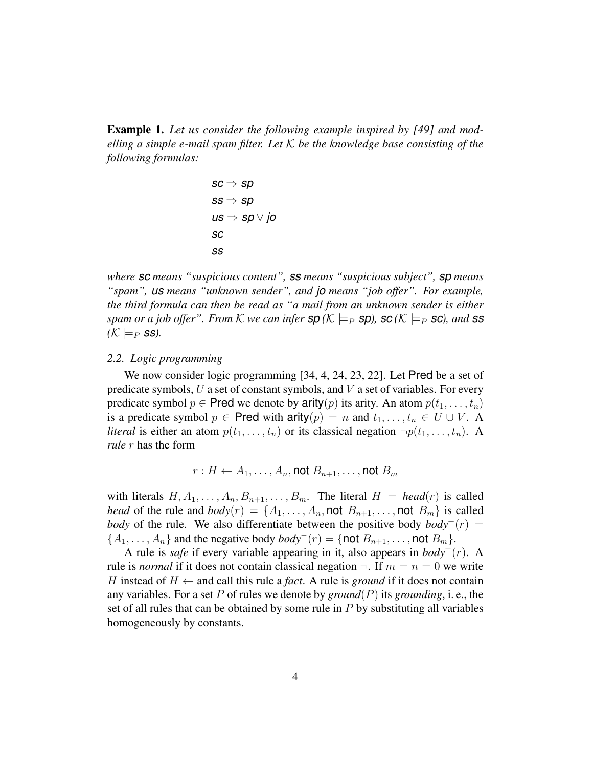**Example 1.** *Let us consider the following example inspired by [49] and modelling a simple e-mail spam filter. Let $\mathcal{K}$ be the knowledge base consisting of the following formulas:*

$$\begin{aligned}
&\mathsf{sc} \Rightarrow \mathsf{sp} \\
&\mathsf{ss} \Rightarrow \mathsf{sp} \\
&\mathsf{us} \Rightarrow \mathsf{sp} \vee \mathsf{jo} \\
&\mathsf{sc} \\
&\mathsf{ss}
\end{aligned}$$

*where* $\mathsf{sc}$ *means "suspicious content",* $\mathsf{ss}$ *means "suspicious subject",* $\mathsf{sp}$ *means "spam",* $\mathsf{us}$ *means "unknown sender", and* $\mathsf{jo}$ *means "job offer". For example, the third formula can then be read as "a mail from an unknown sender is either spam or a job offer". From* $\mathcal{K}$ *we can infer* $\mathsf{sp}$ *($\mathcal{K} \models_P \mathsf{sp}$),* $\mathsf{sc}$ *($\mathcal{K} \models_P \mathsf{sc}$), and* $\mathsf{ss}$ *($\mathcal{K} \models_P \mathsf{ss}$).*

### *2.2. Logic programming*

We now consider logic programming [34, 4, 24, 23, 22]. Let $\mathsf{Pred}$ be a set of predicate symbols, $U$ a set of constant symbols, and $V$ a set of variables. For every predicate symbol $p \in \mathsf{Pred}$ we denote by $\mathsf{arity}(p)$ its arity. An atom $p(t_1, \ldots, t_n)$ is a predicate symbol $p \in \mathsf{Pred}$ with $\mathsf{arity}(p) = n$ and $t_1, \ldots, t_n \in U \cup V$. A *literal* is either an atom $p(t_1, \ldots, t_n)$ or its classical negation $\neg p(t_1, \ldots, t_n)$. A *rule* $r$ has the form

$$r : H \leftarrow A_1, \ldots, A_n, \mathsf{not}\ B_{n+1}, \ldots, \mathsf{not}\ B_m$$

with literals $H, A_1, \ldots, A_n, B_{n+1}, \ldots, B_m$. The literal $H = \mathit{head}(r)$ is called *head* of the rule and $\mathit{body}(r) = \{A_1, \ldots, A_n, \mathsf{not}\ B_{n+1}, \ldots, \mathsf{not}\ B_m\}$ is called *body* of the rule. We also differentiate between the positive body $\mathit{body}^+(r) = \{A_1, \ldots, A_n\}$ and the negative body $\mathit{body}^-(r) = \{\mathsf{not}\ B_{n+1}, \ldots, \mathsf{not}\ B_m\}$.

A rule is *safe* if every variable appearing in it, also appears in $\mathit{body}^+(r)$. A rule is *normal* if it does not contain classical negation $\neg$. If $m = n = 0$ we write $H$ instead of $H \leftarrow$ and call this rule a *fact*. A rule is *ground* if it does not contain any variables. For a set $P$ of rules we denote by $\mathit{ground}(P)$ its *grounding*, i. e., the set of all rules that can be obtained by some rule in $P$ by substituting all variables homogeneously by constants.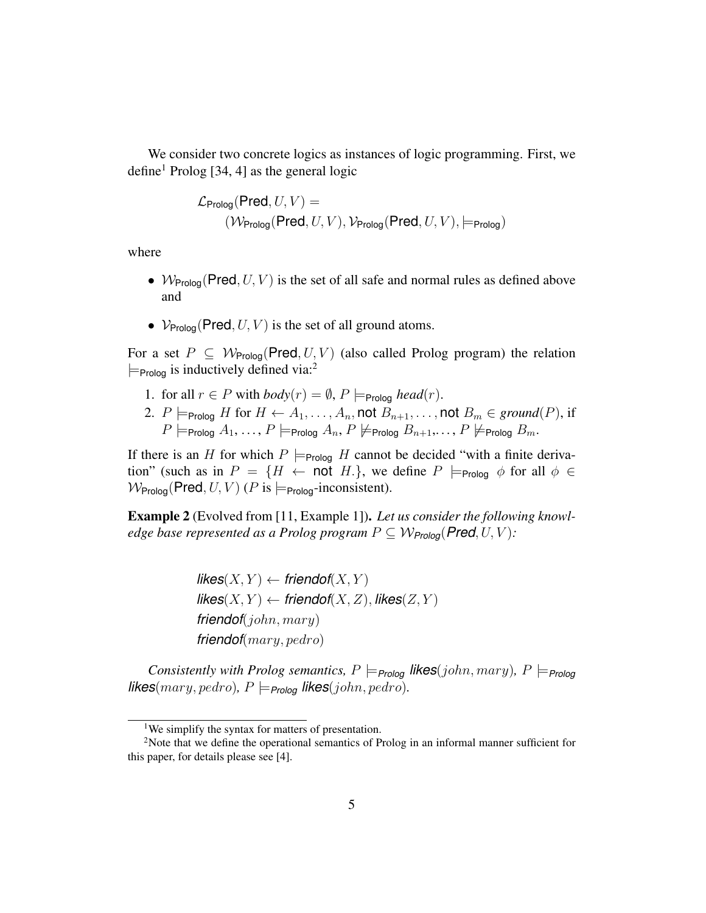We consider two concrete logics as instances of logic programming. First, we define[1] Prolog [34, 4] as the general logic

$$\mathcal{L}_{\mathsf{Prolog}}(\mathsf{Pred}, U, V) = (\mathcal{W}_{\mathsf{Prolog}}(\mathsf{Pred}, U, V), \mathcal{V}_{\mathsf{Prolog}}(\mathsf{Pred}, U, V), \models_{\mathsf{Prolog}})$$

where

- $\mathcal{W}_{\mathsf{Prolog}}(\mathsf{Pred}, U, V)$ is the set of all safe and normal rules as defined above and
- $\mathcal{V}_{\mathsf{Prolog}}(\mathsf{Pred}, U, V)$ is the set of all ground atoms.

For a set $P \subseteq \mathcal{W}_{\mathsf{Prolog}}(\mathsf{Pred}, U, V)$ (also called Prolog program) the relation $\models_{\mathsf{Prolog}}$ is inductively defined via:[2]

1. for all $r \in P$ with $body(r) = \emptyset$, $P \models_{\mathsf{Prolog}} head(r)$.
2. $P \models_{\mathsf{Prolog}} H$ for $H \leftarrow A_1, \ldots, A_n, \mathsf{not}\ B_{n+1}, \ldots, \mathsf{not}\ B_m \in ground(P)$, if $P \models_{\mathsf{Prolog}} A_1, \ldots, P \models_{\mathsf{Prolog}} A_n$, $P \not\models_{\mathsf{Prolog}} B_{n+1}, \ldots, P \not\models_{\mathsf{Prolog}} B_m$.

If there is an $H$ for which $P \models_{\mathsf{Prolog}} H$ cannot be decided "with a finite derivation" (such as in $P = \{H \leftarrow \mathsf{not}\ H.\}$, we define $P \models_{\mathsf{Prolog}} \phi$ for all $\phi \in \mathcal{W}_{\mathsf{Prolog}}(\mathsf{Pred}, U, V)$ ($P$ is $\models_{\mathsf{Prolog}}$-inconsistent).

**Example 2** (Evolved from [11, Example 1]). *Let us consider the following knowledge base represented as a Prolog program $P \subseteq \mathcal{W}_{\mathsf{Prolog}}(\mathsf{Pred}, U, V)$:*

$$\mathsf{likes}(X, Y) \leftarrow \mathsf{friendof}(X, Y)$$
$$\mathsf{likes}(X, Y) \leftarrow \mathsf{friendof}(X, Z), \mathsf{likes}(Z, Y)$$
$$\mathsf{friendof}(john, mary)$$
$$\mathsf{friendof}(mary, pedro)$$

*Consistently with Prolog semantics, $P \models_{\mathsf{Prolog}} \mathsf{likes}(john, mary)$, $P \models_{\mathsf{Prolog}} \mathsf{likes}(mary, pedro)$, $P \models_{\mathsf{Prolog}} \mathsf{likes}(john, pedro)$.*

---

[1] We simplify the syntax for matters of presentation.

[2] Note that we define the operational semantics of Prolog in an informal manner sufficient for this paper, for details please see [4].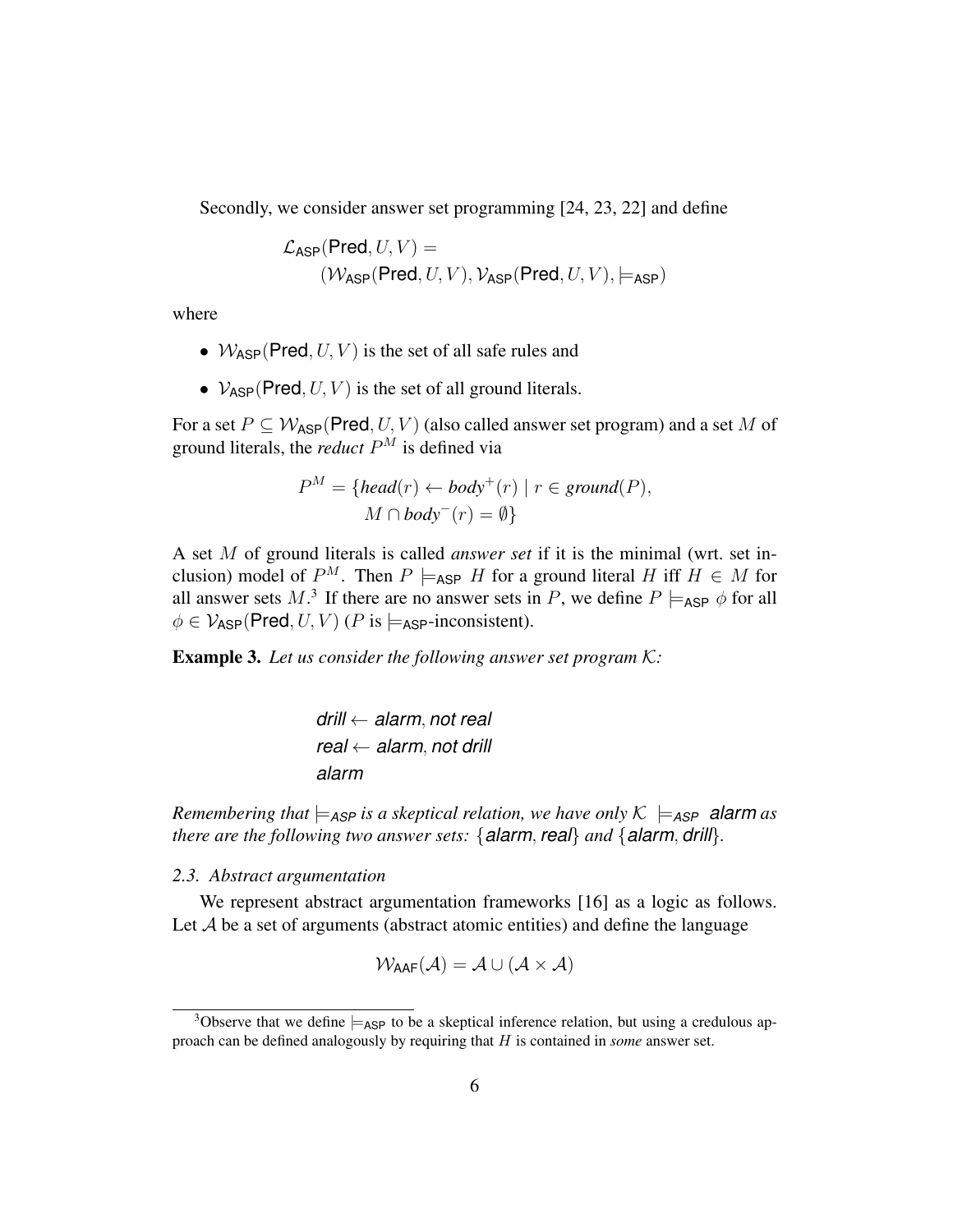Secondly, we consider answer set programming [24, 23, 22] and define

$$\mathcal{L}_{\mathsf{ASP}}(\mathsf{Pred}, U, V) = (\mathcal{W}_{\mathsf{ASP}}(\mathsf{Pred}, U, V), \mathcal{V}_{\mathsf{ASP}}(\mathsf{Pred}, U, V), \models_{\mathsf{ASP}})$$

where

- $\mathcal{W}_{\mathsf{ASP}}(\mathsf{Pred}, U, V)$ is the set of all safe rules and
- $\mathcal{V}_{\mathsf{ASP}}(\mathsf{Pred}, U, V)$ is the set of all ground literals.

For a set $P \subseteq \mathcal{W}_{\mathsf{ASP}}(\mathsf{Pred}, U, V)$ (also called answer set program) and a set $M$ of ground literals, the *reduct* $P^M$ is defined via

$$P^M = \{\mathit{head}(r) \leftarrow \mathit{body}^+(r) \mid r \in \mathit{ground}(P), M \cap \mathit{body}^-(r) = \emptyset\}$$

A set $M$ of ground literals is called *answer set* if it is the minimal (wrt. set inclusion) model of $P^M$. Then $P \models_{\mathsf{ASP}} H$ for a ground literal $H$ iff $H \in M$ for all answer sets $M$.[3] If there are no answer sets in $P$, we define $P \models_{\mathsf{ASP}} \phi$ for all $\phi \in \mathcal{V}_{\mathsf{ASP}}(\mathsf{Pred}, U, V)$ ($P$ is $\models_{\mathsf{ASP}}$-inconsistent).

**Example 3.** *Let us consider the following answer set program $\mathcal{K}$:*

$$\begin{aligned}
&\mathit{drill} \leftarrow \mathit{alarm}, \mathit{not\ real} \\
&\mathit{real} \leftarrow \mathit{alarm}, \mathit{not\ drill} \\
&\mathit{alarm}
\end{aligned}$$

*Remembering that $\models_{\mathsf{ASP}}$ is a skeptical relation, we have only $\mathcal{K} \models_{\mathsf{ASP}} \mathit{alarm}$ as there are the following two answer sets: $\{\mathit{alarm}, \mathit{real}\}$ and $\{\mathit{alarm}, \mathit{drill}\}$.*

### 2.3. Abstract argumentation

We represent abstract argumentation frameworks [16] as a logic as follows. Let $\mathcal{A}$ be a set of arguments (abstract atomic entities) and define the language

$$\mathcal{W}_{\mathsf{AAF}}(\mathcal{A}) = \mathcal{A} \cup (\mathcal{A} \times \mathcal{A})$$

[3] Observe that we define $\models_{\mathsf{ASP}}$ to be a skeptical inference relation, but using a credulous approach can be defined analogously by requiring that $H$ is contained in *some* answer set.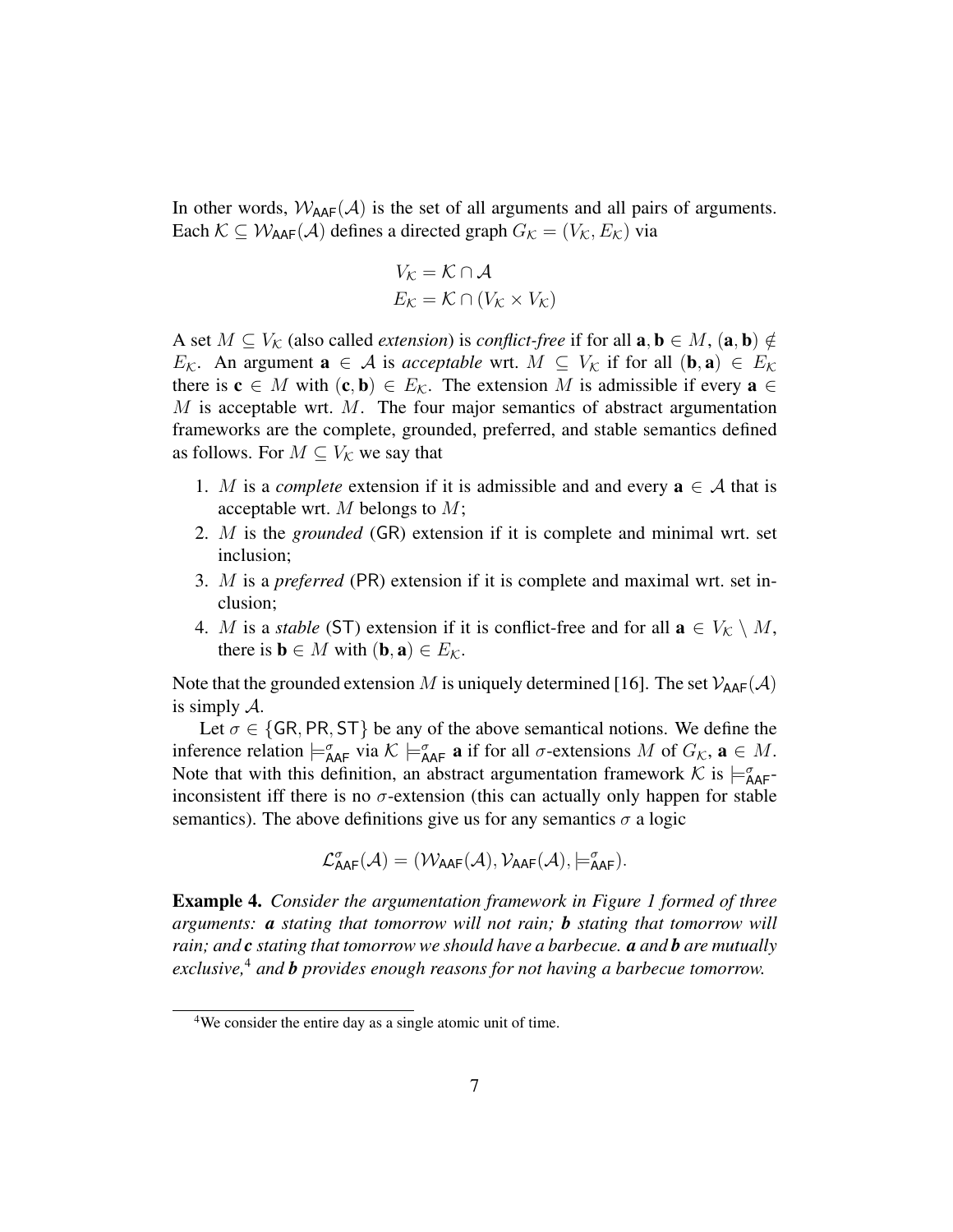In other words, $\mathcal{W}_{\mathsf{AAF}}(\mathcal{A})$ is the set of all arguments and all pairs of arguments. Each $\mathcal{K} \subseteq \mathcal{W}_{\mathsf{AAF}}(\mathcal{A})$ defines a directed graph $G_{\mathcal{K}} = (V_{\mathcal{K}}, E_{\mathcal{K}})$ via

$$V_{\mathcal{K}} = \mathcal{K} \cap \mathcal{A}$$
$$E_{\mathcal{K}} = \mathcal{K} \cap (V_{\mathcal{K}} \times V_{\mathcal{K}})$$

A set $M \subseteq V_{\mathcal{K}}$ (also called *extension*) is *conflict-free* if for all $\mathbf{a}, \mathbf{b} \in M$, $(\mathbf{a}, \mathbf{b}) \notin E_{\mathcal{K}}$. An argument $\mathbf{a} \in \mathcal{A}$ is *acceptable* wrt. $M \subseteq V_{\mathcal{K}}$ if for all $(\mathbf{b}, \mathbf{a}) \in E_{\mathcal{K}}$ there is $\mathbf{c} \in M$ with $(\mathbf{c}, \mathbf{b}) \in E_{\mathcal{K}}$. The extension $M$ is admissible if every $\mathbf{a} \in M$ is acceptable wrt. $M$. The four major semantics of abstract argumentation frameworks are the complete, grounded, preferred, and stable semantics defined as follows. For $M \subseteq V_{\mathcal{K}}$ we say that

1. $M$ is a *complete* extension if it is admissible and and every $\mathbf{a} \in \mathcal{A}$ that is acceptable wrt. $M$ belongs to $M$;
2. $M$ is the *grounded* (GR) extension if it is complete and minimal wrt. set inclusion;
3. $M$ is a *preferred* (PR) extension if it is complete and maximal wrt. set inclusion;
4. $M$ is a *stable* (ST) extension if it is conflict-free and for all $\mathbf{a} \in V_{\mathcal{K}} \setminus M$, there is $\mathbf{b} \in M$ with $(\mathbf{b}, \mathbf{a}) \in E_{\mathcal{K}}$.

Note that the grounded extension $M$ is uniquely determined [16]. The set $\mathcal{V}_{\mathsf{AAF}}(\mathcal{A})$ is simply $\mathcal{A}$.

Let $\sigma \in \{\mathsf{GR}, \mathsf{PR}, \mathsf{ST}\}$ be any of the above semantical notions. We define the inference relation $\models^{\sigma}_{\mathsf{AAF}}$ via $\mathcal{K} \models^{\sigma}_{\mathsf{AAF}} \mathbf{a}$ if for all $\sigma$-extensions $M$ of $G_{\mathcal{K}}$, $\mathbf{a} \in M$. Note that with this definition, an abstract argumentation framework $\mathcal{K}$ is $\models^{\sigma}_{\mathsf{AAF}}$-inconsistent iff there is no $\sigma$-extension (this can actually only happen for stable semantics). The above definitions give us for any semantics $\sigma$ a logic

$$\mathcal{L}^{\sigma}_{\mathsf{AAF}}(\mathcal{A}) = (\mathcal{W}_{\mathsf{AAF}}(\mathcal{A}), \mathcal{V}_{\mathsf{AAF}}(\mathcal{A}), \models^{\sigma}_{\mathsf{AAF}}).$$

**Example 4.** *Consider the argumentation framework in Figure 1 formed of three arguments:* ***a*** *stating that tomorrow will not rain;* ***b*** *stating that tomorrow will rain; and* ***c*** *stating that tomorrow we should have a barbecue.* ***a*** *and* ***b*** *are mutually exclusive,*[4] *and* ***b*** *provides enough reasons for not having a barbecue tomorrow.*

[4] We consider the entire day as a single atomic unit of time.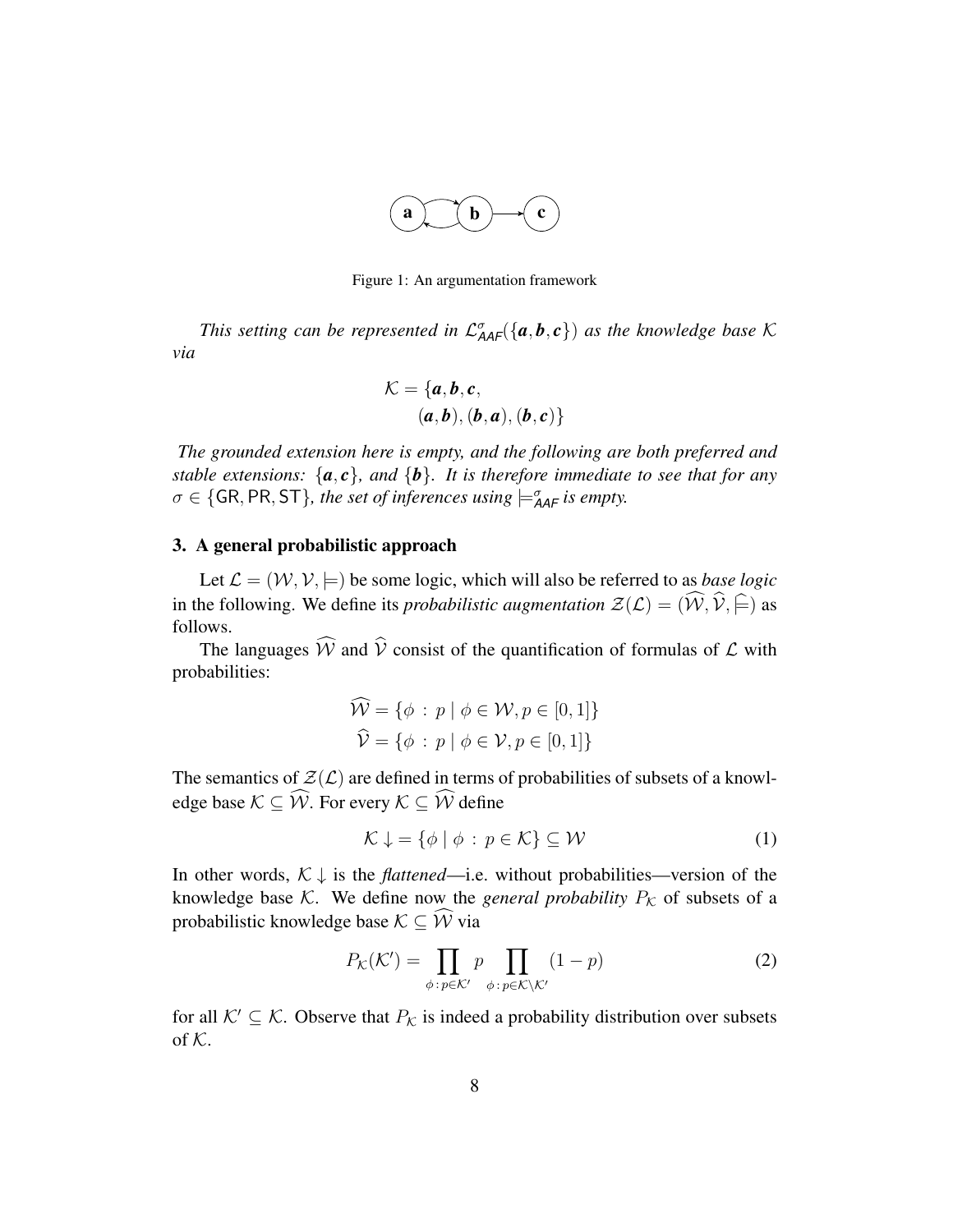Figure 1: An argumentation framework

*This setting can be represented in $\mathcal{L}^{\sigma}_{\mathsf{AAF}}(\{\boldsymbol{a},\boldsymbol{b},\boldsymbol{c}\})$ as the knowledge base $\mathcal{K}$ via*

$$\mathcal{K} = \{\boldsymbol{a},\boldsymbol{b},\boldsymbol{c},\\ (\boldsymbol{a},\boldsymbol{b}),(\boldsymbol{b},\boldsymbol{a}),(\boldsymbol{b},\boldsymbol{c})\}$$

*The grounded extension here is empty, and the following are both preferred and stable extensions: $\{\boldsymbol{a},\boldsymbol{c}\}$, and $\{\boldsymbol{b}\}$. It is therefore immediate to see that for any $\sigma \in \{\mathsf{GR},\mathsf{PR},\mathsf{ST}\}$, the set of inferences using $\models^{\sigma}_{\mathsf{AAF}}$ is empty.*

## 3. A general probabilistic approach

Let $\mathcal{L} = (\mathcal{W},\mathcal{V},\models)$ be some logic, which will also be referred to as *base logic* in the following. We define its *probabilistic augmentation* $\mathcal{Z}(\mathcal{L}) = (\widehat{\mathcal{W}},\widehat{\mathcal{V}},\widehat{\models})$ as follows.

The languages $\widehat{\mathcal{W}}$ and $\widehat{\mathcal{V}}$ consist of the quantification of formulas of $\mathcal{L}$ with probabilities:

$$\widehat{\mathcal{W}} = \{\phi \,:\, p \mid \phi \in \mathcal{W}, p \in [0,1]\}$$
$$\widehat{\mathcal{V}} = \{\phi \,:\, p \mid \phi \in \mathcal{V}, p \in [0,1]\}$$

The semantics of $\mathcal{Z}(\mathcal{L})$ are defined in terms of probabilities of subsets of a knowledge base $\mathcal{K} \subseteq \widehat{\mathcal{W}}$. For every $\mathcal{K} \subseteq \widehat{\mathcal{W}}$ define

$$\mathcal{K}\downarrow = \{\phi \mid \phi \,:\, p \in \mathcal{K}\} \subseteq \mathcal{W} \tag{1}$$

In other words, $\mathcal{K}\downarrow$ is the *flattened*—i.e. without probabilities—version of the knowledge base $\mathcal{K}$. We define now the *general probability* $P_{\mathcal{K}}$ of subsets of a probabilistic knowledge base $\mathcal{K} \subseteq \widehat{\mathcal{W}}$ via

$$P_{\mathcal{K}}(\mathcal{K}') = \prod_{\phi\,:\,p\in\mathcal{K}'} p \prod_{\phi\,:\,p\in\mathcal{K}\setminus\mathcal{K}'} (1-p) \tag{2}$$

for all $\mathcal{K}' \subseteq \mathcal{K}$. Observe that $P_{\mathcal{K}}$ is indeed a probability distribution over subsets of $\mathcal{K}$.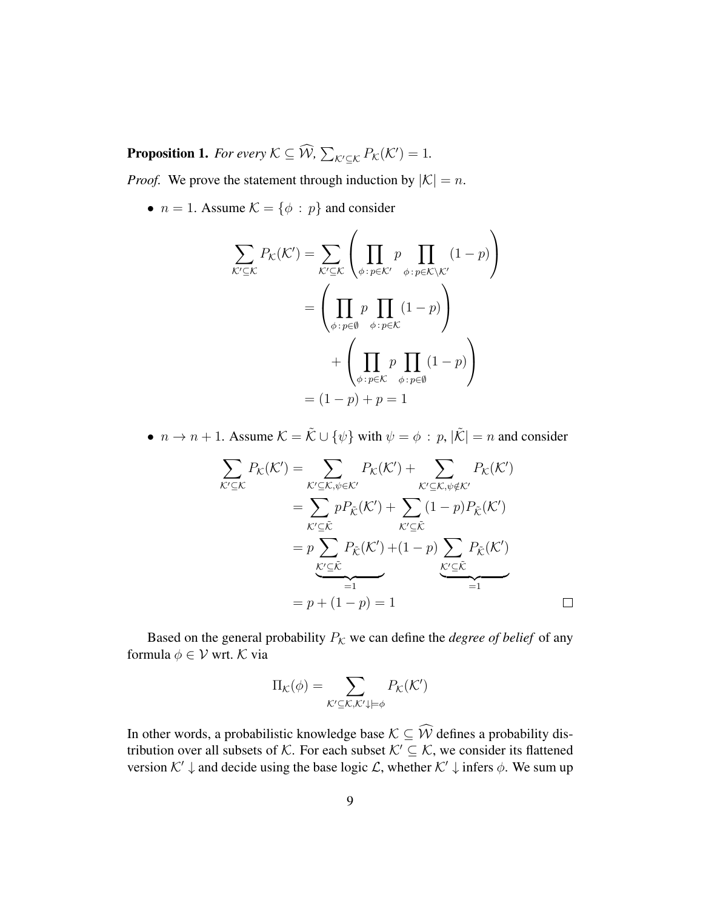**Proposition 1.** *For every $\mathcal{K} \subseteq \widehat{\mathcal{W}}$, $\sum_{\mathcal{K}' \subseteq \mathcal{K}} P_{\mathcal{K}}(\mathcal{K}') = 1$.*

*Proof.* We prove the statement through induction by $|\mathcal{K}| = n$.

- $n = 1$. Assume $\mathcal{K} = \{\phi : p\}$ and consider

$$
\begin{aligned}
\sum_{\mathcal{K}' \subseteq \mathcal{K}} P_{\mathcal{K}}(\mathcal{K}') &= \sum_{\mathcal{K}' \subseteq \mathcal{K}} \left( \prod_{\phi : p \in \mathcal{K}'} p \prod_{\phi : p \in \mathcal{K} \setminus \mathcal{K}'} (1-p) \right) \\
&= \left( \prod_{\phi : p \in \emptyset} p \prod_{\phi : p \in \mathcal{K}} (1-p) \right) \\
&\quad + \left( \prod_{\phi : p \in \mathcal{K}} p \prod_{\phi : p \in \emptyset} (1-p) \right) \\
&= (1-p) + p = 1
\end{aligned}
$$

- $n \to n+1$. Assume $\mathcal{K} = \tilde{\mathcal{K}} \cup \{\psi\}$ with $\psi = \phi : p$, $|\tilde{\mathcal{K}}| = n$ and consider

$$
\begin{aligned}
\sum_{\mathcal{K}' \subseteq \mathcal{K}} P_{\mathcal{K}}(\mathcal{K}') &= \sum_{\mathcal{K}' \subseteq \mathcal{K}, \psi \in \mathcal{K}'} P_{\mathcal{K}}(\mathcal{K}') + \sum_{\mathcal{K}' \subseteq \mathcal{K}, \psi \notin \mathcal{K}'} P_{\mathcal{K}}(\mathcal{K}') \\
&= \sum_{\mathcal{K}' \subseteq \tilde{\mathcal{K}}} p P_{\tilde{\mathcal{K}}}(\mathcal{K}') + \sum_{\mathcal{K}' \subseteq \tilde{\mathcal{K}}} (1-p) P_{\tilde{\mathcal{K}}}(\mathcal{K}') \\
&= p \underbrace{\sum_{\mathcal{K}' \subseteq \tilde{\mathcal{K}}} P_{\tilde{\mathcal{K}}}(\mathcal{K}')}_{=1} + (1-p) \underbrace{\sum_{\mathcal{K}' \subseteq \tilde{\mathcal{K}}} P_{\tilde{\mathcal{K}}}(\mathcal{K}')}_{=1} \\
&= p + (1-p) = 1
\end{aligned}
$$

$\square$

Based on the general probability $P_{\mathcal{K}}$ we can define the *degree of belief* of any formula $\phi \in \mathcal{V}$ wrt. $\mathcal{K}$ via

$$
\Pi_{\mathcal{K}}(\phi) = \sum_{\mathcal{K}' \subseteq \mathcal{K}, \mathcal{K}' \downarrow \models \phi} P_{\mathcal{K}}(\mathcal{K}')
$$

In other words, a probabilistic knowledge base $\mathcal{K} \subseteq \widehat{\mathcal{W}}$ defines a probability distribution over all subsets of $\mathcal{K}$. For each subset $\mathcal{K}' \subseteq \mathcal{K}$, we consider its flattened version $\mathcal{K}' \downarrow$ and decide using the base logic $\mathcal{L}$, whether $\mathcal{K}' \downarrow$ infers $\phi$. We sum up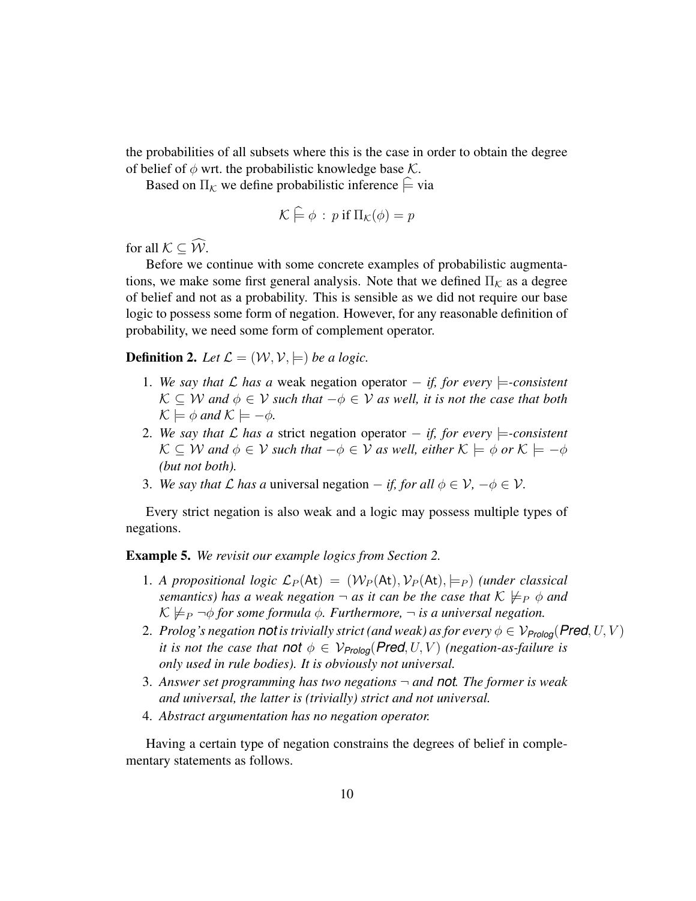the probabilities of all subsets where this is the case in order to obtain the degree of belief of $\phi$ wrt. the probabilistic knowledge base $\mathcal{K}$.

Based on $\Pi_{\mathcal{K}}$ we define probabilistic inference $\widehat{\models}$ via

$$\mathcal{K} \mathrel{\widehat{\models}} \phi \,:\, p \text{ if } \Pi_{\mathcal{K}}(\phi) = p$$

for all $\mathcal{K} \subseteq \widehat{\mathcal{W}}$.

Before we continue with some concrete examples of probabilistic augmentations, we make some first general analysis. Note that we defined $\Pi_{\mathcal{K}}$ as a degree of belief and not as a probability. This is sensible as we did not require our base logic to possess some form of negation. However, for any reasonable definition of probability, we need some form of complement operator.

**Definition 2.** *Let $\mathcal{L} = (\mathcal{W}, \mathcal{V}, \models)$ be a logic.*

1. *We say that $\mathcal{L}$ has a* weak negation operator $-$ *if, for every $\models$-consistent $\mathcal{K} \subseteq \mathcal{W}$ and $\phi \in \mathcal{V}$ such that $-\phi \in \mathcal{V}$ as well, it is not the case that both $\mathcal{K} \models \phi$ and $\mathcal{K} \models -\phi$.*
2. *We say that $\mathcal{L}$ has a* strict negation operator $-$ *if, for every $\models$-consistent $\mathcal{K} \subseteq \mathcal{W}$ and $\phi \in \mathcal{V}$ such that $-\phi \in \mathcal{V}$ as well, either $\mathcal{K} \models \phi$ or $\mathcal{K} \models -\phi$ (but not both).*
3. *We say that $\mathcal{L}$ has a* universal negation $-$ *if, for all $\phi \in \mathcal{V}$, $-\phi \in \mathcal{V}$.*

Every strict negation is also weak and a logic may possess multiple types of negations.

**Example 5.** *We revisit our example logics from Section 2.*

1. *A propositional logic $\mathcal{L}_P(\mathsf{At}) = (\mathcal{W}_P(\mathsf{At}), \mathcal{V}_P(\mathsf{At}), \models_P)$ (under classical semantics) has a weak negation $\neg$ as it can be the case that $\mathcal{K} \not\models_P \phi$ and $\mathcal{K} \not\models_P \neg\phi$ for some formula $\phi$. Furthermore, $\neg$ is a universal negation.*
2. *Prolog's negation **not** is trivially strict (and weak) as for every $\phi \in \mathcal{V}_{\mathit{Prolog}}(\mathit{Pred}, U, V)$ it is not the case that **not** $\phi \in \mathcal{V}_{\mathit{Prolog}}(\mathit{Pred}, U, V)$ (negation-as-failure is only used in rule bodies). It is obviously not universal.*
3. *Answer set programming has two negations $\neg$ and **not**. The former is weak and universal, the latter is (trivially) strict and not universal.*
4. *Abstract argumentation has no negation operator.*

Having a certain type of negation constrains the degrees of belief in complementary statements as follows.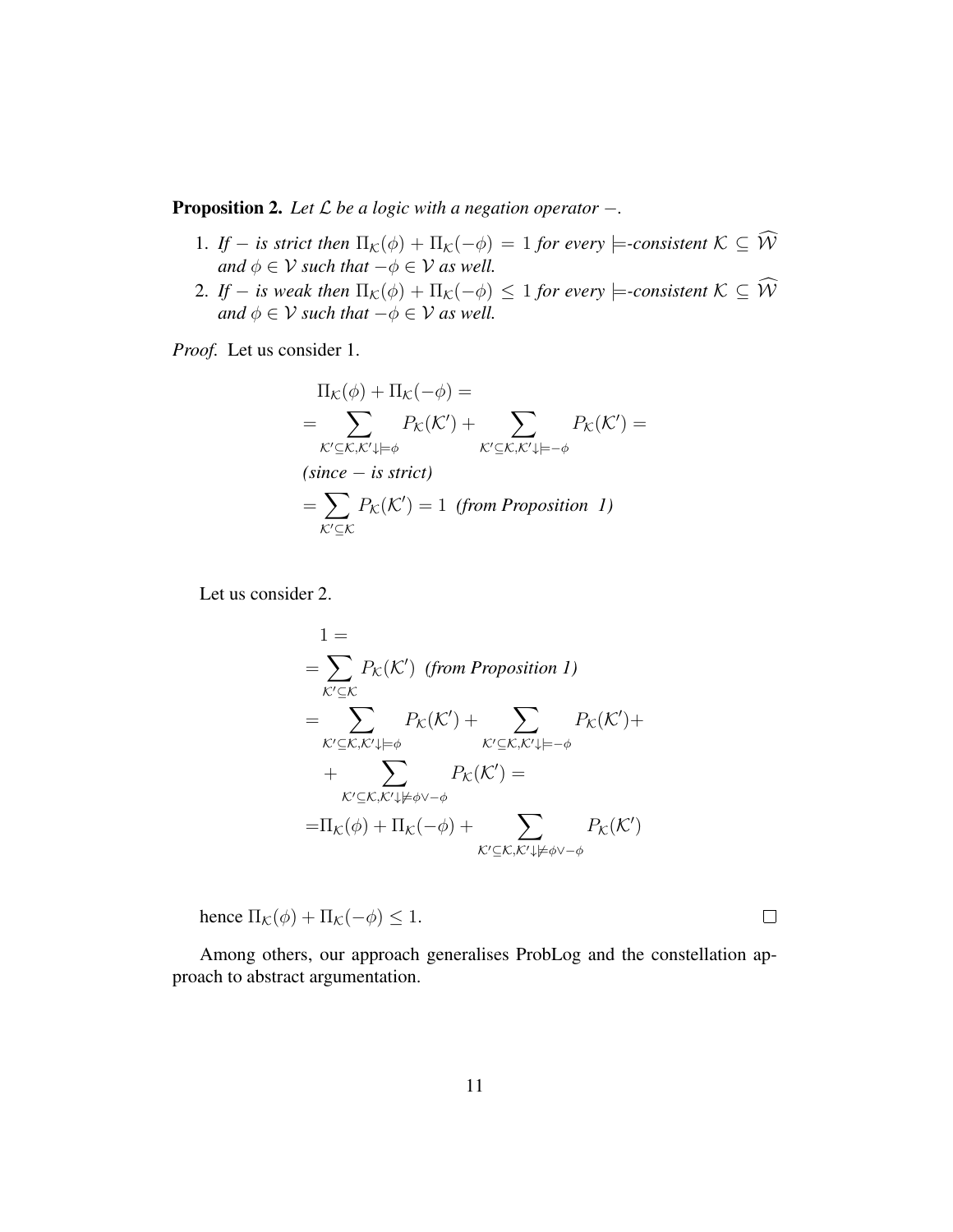**Proposition 2.** *Let $\mathcal{L}$ be a logic with a negation operator $-$.*

1. *If $-$ is strict then $\Pi_{\mathcal{K}}(\phi) + \Pi_{\mathcal{K}}(-\phi) = 1$ for every $\models$-consistent $\mathcal{K} \subseteq \widehat{\mathcal{W}}$ and $\phi \in \mathcal{V}$ such that $-\phi \in \mathcal{V}$ as well.*
2. *If $-$ is weak then $\Pi_{\mathcal{K}}(\phi) + \Pi_{\mathcal{K}}(-\phi) \leq 1$ for every $\models$-consistent $\mathcal{K} \subseteq \widehat{\mathcal{W}}$ and $\phi \in \mathcal{V}$ such that $-\phi \in \mathcal{V}$ as well.*

*Proof.* Let us consider 1.

$$
\begin{aligned}
&\Pi_{\mathcal{K}}(\phi) + \Pi_{\mathcal{K}}(-\phi) = \\
&= \sum_{\mathcal{K}' \subseteq \mathcal{K}, \mathcal{K}' \downarrow \models \phi} P_{\mathcal{K}}(\mathcal{K}') + \sum_{\mathcal{K}' \subseteq \mathcal{K}, \mathcal{K}' \downarrow \models -\phi} P_{\mathcal{K}}(\mathcal{K}') = \\
&\textit{(since $-$ is strict)} \\
&= \sum_{\mathcal{K}' \subseteq \mathcal{K}} P_{\mathcal{K}}(\mathcal{K}') = 1 \ \textit{(from Proposition 1)}
\end{aligned}
$$

Let us consider 2.

$$
\begin{aligned}
&1 = \\
&= \sum_{\mathcal{K}' \subseteq \mathcal{K}} P_{\mathcal{K}}(\mathcal{K}') \ \textit{(from Proposition 1)} \\
&= \sum_{\mathcal{K}' \subseteq \mathcal{K}, \mathcal{K}' \downarrow \models \phi} P_{\mathcal{K}}(\mathcal{K}') + \sum_{\mathcal{K}' \subseteq \mathcal{K}, \mathcal{K}' \downarrow \models -\phi} P_{\mathcal{K}}(\mathcal{K}') + \\
&\quad + \sum_{\mathcal{K}' \subseteq \mathcal{K}, \mathcal{K}' \downarrow \not\models \phi \vee -\phi} P_{\mathcal{K}}(\mathcal{K}') = \\
&= \Pi_{\mathcal{K}}(\phi) + \Pi_{\mathcal{K}}(-\phi) + \sum_{\mathcal{K}' \subseteq \mathcal{K}, \mathcal{K}' \downarrow \not\models \phi \vee -\phi} P_{\mathcal{K}}(\mathcal{K}')
\end{aligned}
$$

hence $\Pi_{\mathcal{K}}(\phi) + \Pi_{\mathcal{K}}(-\phi) \leq 1$. □

Among others, our approach generalises ProbLog and the constellation approach to abstract argumentation.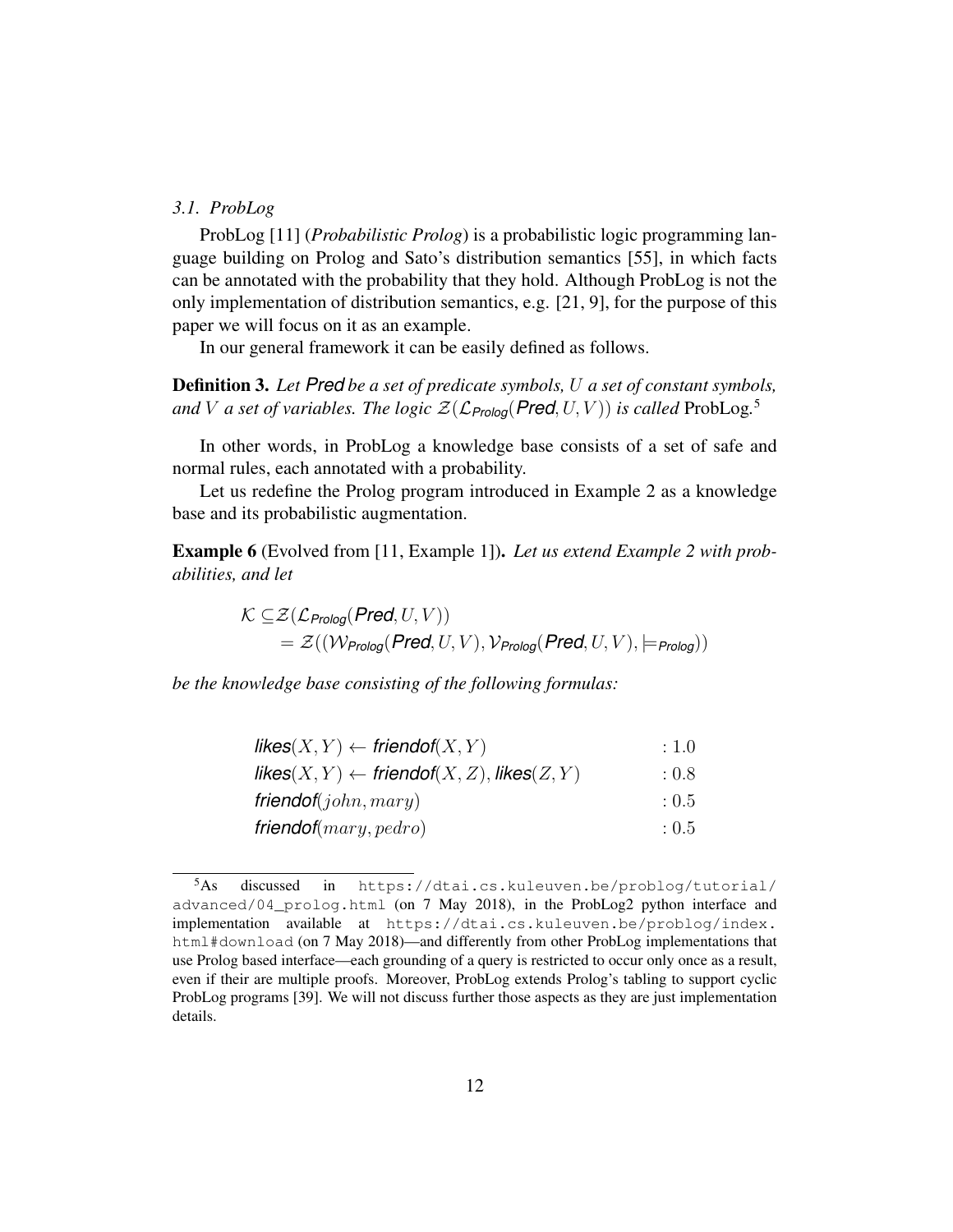### 3.1. ProbLog

ProbLog [11] (*Probabilistic Prolog*) is a probabilistic logic programming language building on Prolog and Sato's distribution semantics [55], in which facts can be annotated with the probability that they hold. Although ProbLog is not the only implementation of distribution semantics, e.g. [21, 9], for the purpose of this paper we will focus on it as an example.

In our general framework it can be easily defined as follows.

**Definition 3.** *Let $\textit{\textbf{Pred}}$ be a set of predicate symbols, $U$ a set of constant symbols, and $V$ a set of variables. The logic $\mathcal{Z}(\mathcal{L}_{\textit{Prolog}}(\textit{\textbf{Pred}}, U, V))$ is called* ProbLog.[5]

In other words, in ProbLog a knowledge base consists of a set of safe and normal rules, each annotated with a probability.

Let us redefine the Prolog program introduced in Example 2 as a knowledge base and its probabilistic augmentation.

**Example 6** (Evolved from [11, Example 1])**.** *Let us extend Example 2 with probabilities, and let*

$$\begin{aligned}\mathcal{K} \subseteq & \mathcal{Z}(\mathcal{L}_{\textit{Prolog}}(\textit{\textbf{Pred}}, U, V)) \\ & = \mathcal{Z}((\mathcal{W}_{\textit{Prolog}}(\textit{\textbf{Pred}}, U, V), \mathcal{V}_{\textit{Prolog}}(\textit{\textbf{Pred}}, U, V), \models_{\textit{Prolog}}))\end{aligned}$$

*be the knowledge base consisting of the following formulas:*

$$\begin{aligned}
&\textit{\textbf{likes}}(X, Y) \leftarrow \textit{\textbf{friendof}}(X, Y) && : 1.0 \\
&\textit{\textbf{likes}}(X, Y) \leftarrow \textit{\textbf{friendof}}(X, Z), \textit{\textbf{likes}}(Z, Y) && : 0.8 \\
&\textit{\textbf{friendof}}(john, mary) && : 0.5 \\
&\textit{\textbf{friendof}}(mary, pedro) && : 0.5
\end{aligned}$$

---

[5] As discussed in `https://dtai.cs.kuleuven.be/problog/tutorial/advanced/04_prolog.html` (on 7 May 2018), in the ProbLog2 python interface and implementation available at `https://dtai.cs.kuleuven.be/problog/index.html#download` (on 7 May 2018)—and differently from other ProbLog implementations that use Prolog based interface—each grounding of a query is restricted to occur only once as a result, even if their are multiple proofs. Moreover, ProbLog extends Prolog's tabling to support cyclic ProbLog programs [39]. We will not discuss further those aspects as they are just implementation details.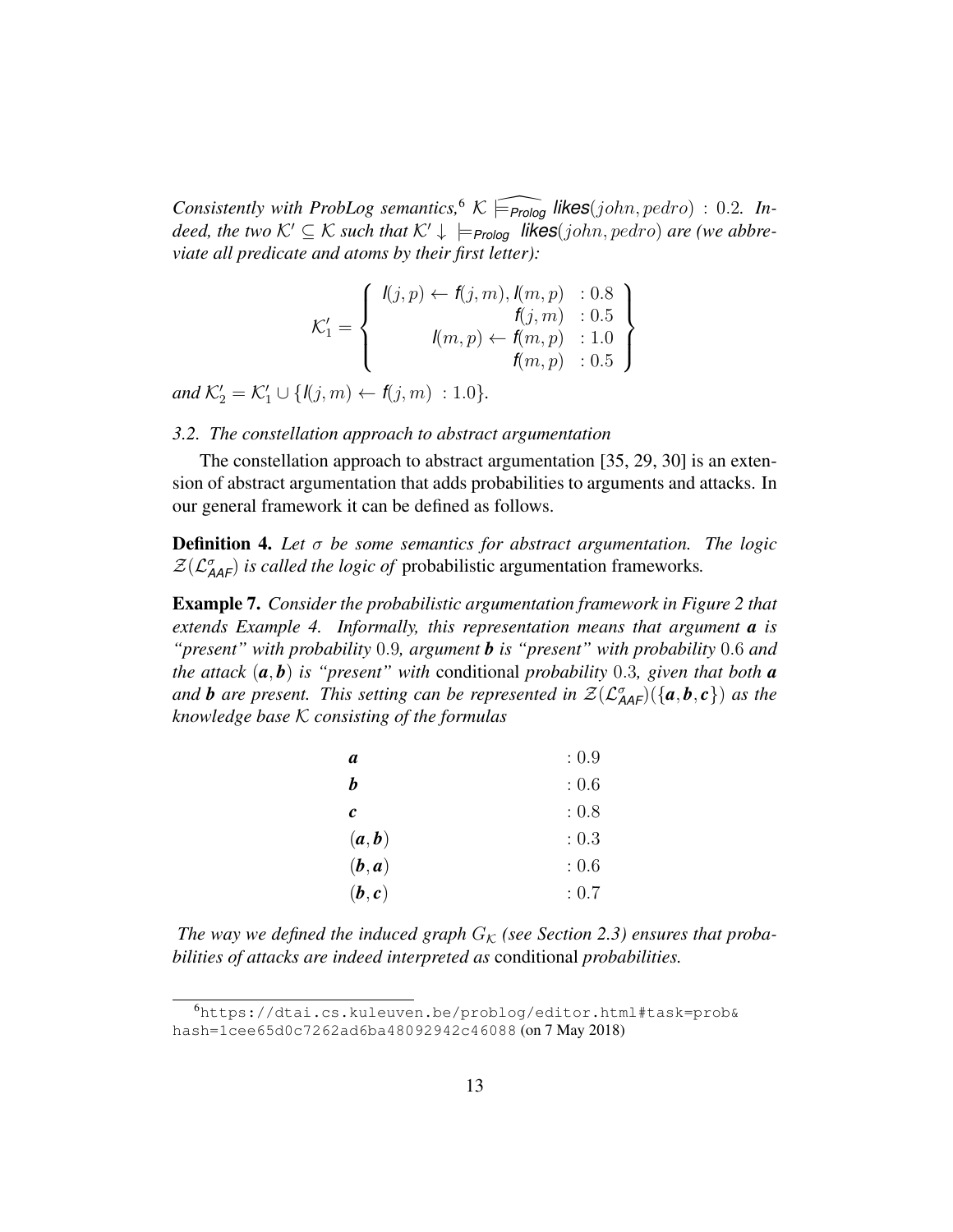*Consistently with ProbLog semantics,*[6] $\mathcal{K} \widehat{\models_{\textit{Prolog}}} \textit{likes}(john, pedro) : 0.2$*. Indeed, the two* $\mathcal{K}' \subseteq \mathcal{K}$ *such that* $\mathcal{K}' \downarrow\ \models_{\textit{Prolog}} \textit{likes}(john, pedro)$ *are (we abbreviate all predicate and atoms by their first letter):*

$$\mathcal{K}'_1 = \left\{ \begin{array}{rl} \textit{l}(j,p) \leftarrow \textit{f}(j,m), \textit{l}(m,p) & : 0.8 \\ \textit{f}(j,m) & : 0.5 \\ \textit{l}(m,p) \leftarrow \textit{f}(m,p) & : 1.0 \\ \textit{f}(m,p) & : 0.5 \end{array} \right\}$$

*and* $\mathcal{K}'_2 = \mathcal{K}'_1 \cup \{\textit{l}(j,m) \leftarrow \textit{f}(j,m)\ : 1.0\}$*.*

### *3.2. The constellation approach to abstract argumentation*

The constellation approach to abstract argumentation [35, 29, 30] is an extension of abstract argumentation that adds probabilities to arguments and attacks. In our general framework it can be defined as follows.

**Definition 4.** *Let* $\sigma$ *be some semantics for abstract argumentation. The logic* $\mathcal{Z}(\mathcal{L}^{\sigma}_{\textit{AAF}})$ *is called the logic of* probabilistic argumentation frameworks*.*

**Example 7.** *Consider the probabilistic argumentation framework in Figure 2 that extends Example 4. Informally, this representation means that argument* $\boldsymbol{a}$ *is "present" with probability* $0.9$*, argument* $\boldsymbol{b}$ *is "present" with probability* $0.6$ *and the attack* $(\boldsymbol{a}, \boldsymbol{b})$ *is "present" with* conditional *probability* $0.3$*, given that both* $\boldsymbol{a}$ *and* $\boldsymbol{b}$ *are present. This setting can be represented in* $\mathcal{Z}(\mathcal{L}^{\sigma}_{\textit{AAF}})(\{\boldsymbol{a}, \boldsymbol{b}, \boldsymbol{c}\})$ *as the knowledge base* $\mathcal{K}$ *consisting of the formulas*

$$\begin{array}{ll} \boldsymbol{a} & : 0.9 \\ \boldsymbol{b} & : 0.6 \\ \boldsymbol{c} & : 0.8 \\ (\boldsymbol{a}, \boldsymbol{b}) & : 0.3 \\ (\boldsymbol{b}, \boldsymbol{a}) & : 0.6 \\ (\boldsymbol{b}, \boldsymbol{c}) & : 0.7 \end{array}$$

*The way we defined the induced graph* $G_{\mathcal{K}}$ *(see Section 2.3) ensures that probabilities of attacks are indeed interpreted as* conditional *probabilities.*

[6] `https://dtai.cs.kuleuven.be/problog/editor.html#task=prob&hash=1cee65d0c7262ad6ba48092942c46088` (on 7 May 2018)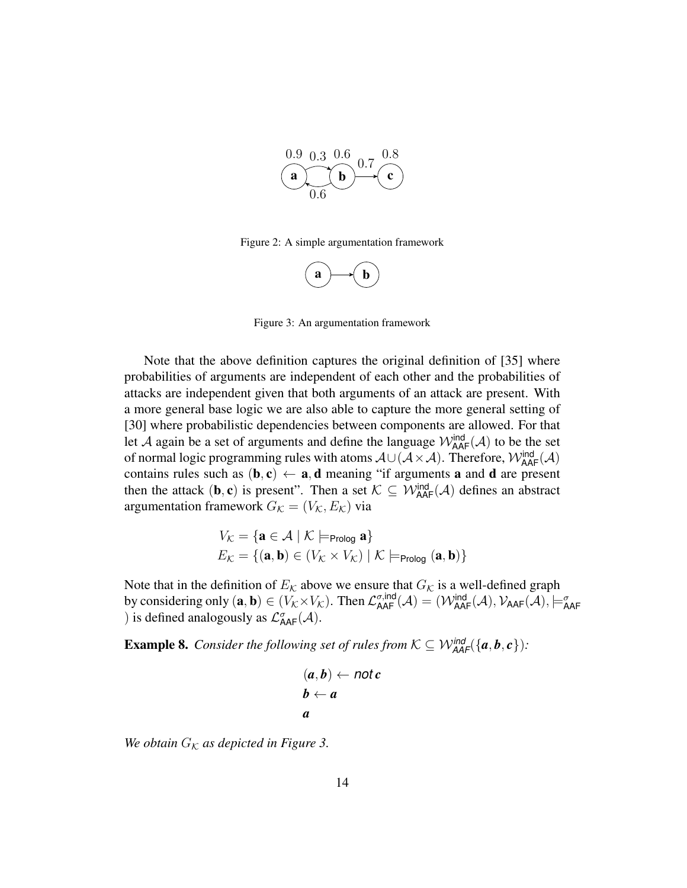Figure 2: A simple argumentation framework

Figure 3: An argumentation framework

Note that the above definition captures the original definition of [35] where probabilities of arguments are independent of each other and the probabilities of attacks are independent given that both arguments of an attack are present. With a more general base logic we are also able to capture the more general setting of [30] where probabilistic dependencies between components are allowed. For that let $\mathcal{A}$ again be a set of arguments and define the language $\mathcal{W}^{\mathsf{ind}}_{\mathsf{AAF}}(\mathcal{A})$ to be the set of normal logic programming rules with atoms $\mathcal{A} \cup (\mathcal{A} \times \mathcal{A})$. Therefore, $\mathcal{W}^{\mathsf{ind}}_{\mathsf{AAF}}(\mathcal{A})$ contains rules such as $(\mathbf{b}, \mathbf{c}) \leftarrow \mathbf{a}, \mathbf{d}$ meaning "if arguments $\mathbf{a}$ and $\mathbf{d}$ are present then the attack $(\mathbf{b}, \mathbf{c})$ is present". Then a set $\mathcal{K} \subseteq \mathcal{W}^{\mathsf{ind}}_{\mathsf{AAF}}(\mathcal{A})$ defines an abstract argumentation framework $G_{\mathcal{K}} = (V_{\mathcal{K}}, E_{\mathcal{K}})$ via

$$V_{\mathcal{K}} = \{\mathbf{a} \in \mathcal{A} \mid \mathcal{K} \models_{\mathsf{Prolog}} \mathbf{a}\}$$
$$E_{\mathcal{K}} = \{(\mathbf{a}, \mathbf{b}) \in (V_{\mathcal{K}} \times V_{\mathcal{K}}) \mid \mathcal{K} \models_{\mathsf{Prolog}} (\mathbf{a}, \mathbf{b})\}$$

Note that in the definition of $E_{\mathcal{K}}$ above we ensure that $G_{\mathcal{K}}$ is a well-defined graph by considering only $(\mathbf{a}, \mathbf{b}) \in (V_{\mathcal{K}} \times V_{\mathcal{K}})$. Then $\mathcal{L}^{\sigma,\mathsf{ind}}_{\mathsf{AAF}}(\mathcal{A}) = (\mathcal{W}^{\mathsf{ind}}_{\mathsf{AAF}}(\mathcal{A}), \mathcal{V}_{\mathsf{AAF}}(\mathcal{A}), \models^{\sigma}_{\mathsf{AAF}})$ is defined analogously as $\mathcal{L}^{\sigma}_{\mathsf{AAF}}(\mathcal{A})$.

**Example 8.** *Consider the following set of rules from $\mathcal{K} \subseteq \mathcal{W}^{ind}_{AAF}(\{\boldsymbol{a}, \boldsymbol{b}, \boldsymbol{c}\})$:*

$$(\boldsymbol{a}, \boldsymbol{b}) \leftarrow \mathit{not}\, \boldsymbol{c}$$
$$\boldsymbol{b} \leftarrow \boldsymbol{a}$$
$$\boldsymbol{a}$$

*We obtain $G_{\mathcal{K}}$ as depicted in Figure 3.*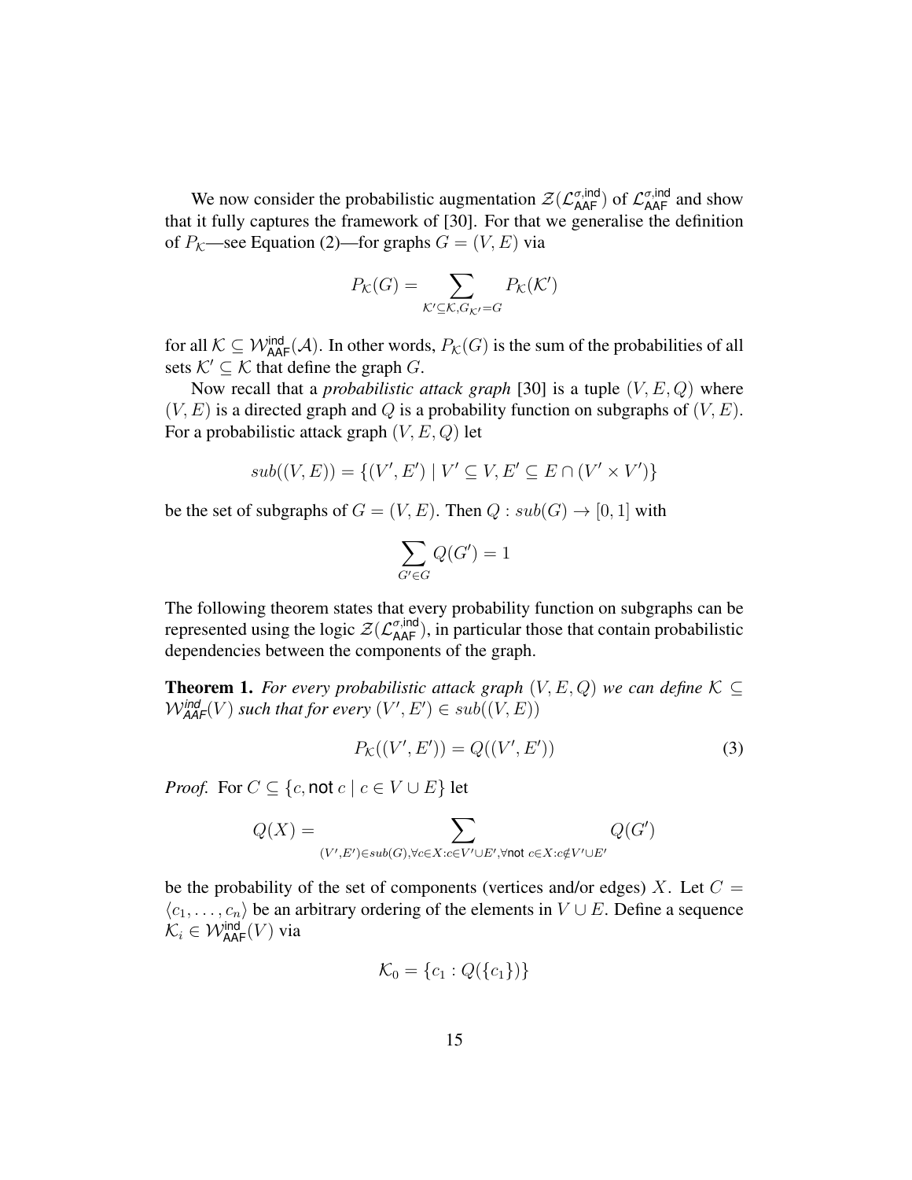We now consider the probabilistic augmentation $\mathcal{Z}(\mathcal{L}_{\mathsf{AAF}}^{\sigma,\mathsf{ind}})$ of $\mathcal{L}_{\mathsf{AAF}}^{\sigma,\mathsf{ind}}$ and show that it fully captures the framework of [30]. For that we generalise the definition of $P_{\mathcal{K}}$—see Equation (2)—for graphs $G = (V, E)$ via

$$P_{\mathcal{K}}(G) = \sum_{\mathcal{K}' \subseteq \mathcal{K}, G_{\mathcal{K}'} = G} P_{\mathcal{K}}(\mathcal{K}')$$

for all $\mathcal{K} \subseteq \mathcal{W}_{\mathsf{AAF}}^{\mathsf{ind}}(\mathcal{A})$. In other words, $P_{\mathcal{K}}(G)$ is the sum of the probabilities of all sets $\mathcal{K}' \subseteq \mathcal{K}$ that define the graph $G$.

Now recall that a *probabilistic attack graph* [30] is a tuple $(V, E, Q)$ where $(V, E)$ is a directed graph and $Q$ is a probability function on subgraphs of $(V, E)$. For a probabilistic attack graph $(V, E, Q)$ let

$$sub((V, E)) = \{(V', E') \mid V' \subseteq V, E' \subseteq E \cap (V' \times V')\}$$

be the set of subgraphs of $G = (V, E)$. Then $Q : sub(G) \to [0, 1]$ with

$$\sum_{G' \in G} Q(G') = 1$$

The following theorem states that every probability function on subgraphs can be represented using the logic $\mathcal{Z}(\mathcal{L}_{\mathsf{AAF}}^{\sigma,\mathsf{ind}})$, in particular those that contain probabilistic dependencies between the components of the graph.

**Theorem 1.** *For every probabilistic attack graph $(V, E, Q)$ we can define $\mathcal{K} \subseteq \mathcal{W}_{\mathsf{AAF}}^{\mathsf{ind}}(V)$ such that for every $(V', E') \in sub((V, E))$*

$$P_{\mathcal{K}}((V', E')) = Q((V', E')) \tag{3}$$

*Proof.* For $C \subseteq \{c, \mathsf{not}\ c \mid c \in V \cup E\}$ let

$$Q(X) = \sum_{(V',E') \in sub(G), \forall c \in X : c \in V' \cup E', \forall \mathsf{not}\ c \in X : c \notin V' \cup E'} Q(G')$$

be the probability of the set of components (vertices and/or edges) $X$. Let $C = \langle c_1, \ldots, c_n \rangle$ be an arbitrary ordering of the elements in $V \cup E$. Define a sequence $\mathcal{K}_i \in \mathcal{W}_{\mathsf{AAF}}^{\mathsf{ind}}(V)$ via

$$\mathcal{K}_0 = \{c_1 : Q(\{c_1\})\}$$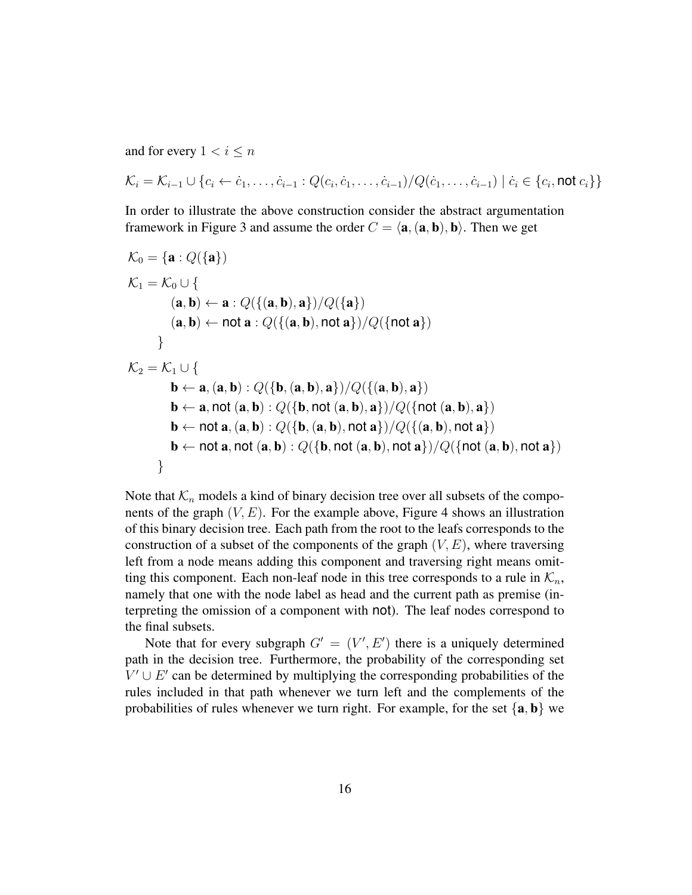and for every $1 < i \leq n$

$$\mathcal{K}_i = \mathcal{K}_{i-1} \cup \{c_i \leftarrow \dot{c}_1, \ldots, \dot{c}_{i-1} : Q(c_i, \dot{c}_1, \ldots, \dot{c}_{i-1})/Q(\dot{c}_1, \ldots, \dot{c}_{i-1}) \mid \dot{c}_i \in \{c_i, \textsf{not}\ c_i\}\}$$

In order to illustrate the above construction consider the abstract argumentation framework in Figure 3 and assume the order $C = \langle \mathbf{a}, (\mathbf{a}, \mathbf{b}), \mathbf{b} \rangle$. Then we get

$$
\begin{aligned}
\mathcal{K}_0 &= \{\mathbf{a} : Q(\{\mathbf{a}\}) \\
\mathcal{K}_1 &= \mathcal{K}_0 \cup \{ \\
&\qquad (\mathbf{a}, \mathbf{b}) \leftarrow \mathbf{a} : Q(\{(\mathbf{a}, \mathbf{b}), \mathbf{a}\})/Q(\{\mathbf{a}\}) \\
&\qquad (\mathbf{a}, \mathbf{b}) \leftarrow \textsf{not}\ \mathbf{a} : Q(\{(\mathbf{a}, \mathbf{b}), \textsf{not}\ \mathbf{a}\})/Q(\{\textsf{not}\ \mathbf{a}\}) \\
&\quad \} \\
\mathcal{K}_2 &= \mathcal{K}_1 \cup \{ \\
&\qquad \mathbf{b} \leftarrow \mathbf{a}, (\mathbf{a}, \mathbf{b}) : Q(\{\mathbf{b}, (\mathbf{a}, \mathbf{b}), \mathbf{a}\})/Q(\{(\mathbf{a}, \mathbf{b}), \mathbf{a}\}) \\
&\qquad \mathbf{b} \leftarrow \mathbf{a}, \textsf{not}\ (\mathbf{a}, \mathbf{b}) : Q(\{\mathbf{b}, \textsf{not}\ (\mathbf{a}, \mathbf{b}), \mathbf{a}\})/Q(\{\textsf{not}\ (\mathbf{a}, \mathbf{b}), \mathbf{a}\}) \\
&\qquad \mathbf{b} \leftarrow \textsf{not}\ \mathbf{a}, (\mathbf{a}, \mathbf{b}) : Q(\{\mathbf{b}, (\mathbf{a}, \mathbf{b}), \textsf{not}\ \mathbf{a}\})/Q(\{(\mathbf{a}, \mathbf{b}), \textsf{not}\ \mathbf{a}\}) \\
&\qquad \mathbf{b} \leftarrow \textsf{not}\ \mathbf{a}, \textsf{not}\ (\mathbf{a}, \mathbf{b}) : Q(\{\mathbf{b}, \textsf{not}\ (\mathbf{a}, \mathbf{b}), \textsf{not}\ \mathbf{a}\})/Q(\{\textsf{not}\ (\mathbf{a}, \mathbf{b}), \textsf{not}\ \mathbf{a}\}) \\
&\quad \}
\end{aligned}
$$

Note that $\mathcal{K}_n$ models a kind of binary decision tree over all subsets of the components of the graph $(V, E)$. For the example above, Figure 4 shows an illustration of this binary decision tree. Each path from the root to the leafs corresponds to the construction of a subset of the components of the graph $(V, E)$, where traversing left from a node means adding this component and traversing right means omitting this component. Each non-leaf node in this tree corresponds to a rule in $\mathcal{K}_n$, namely that one with the node label as head and the current path as premise (interpreting the omission of a component with not). The leaf nodes correspond to the final subsets.

Note that for every subgraph $G' = (V', E')$ there is a uniquely determined path in the decision tree. Furthermore, the probability of the corresponding set $V' \cup E'$ can be determined by multiplying the corresponding probabilities of the rules included in that path whenever we turn left and the complements of the probabilities of rules whenever we turn right. For example, for the set $\{\mathbf{a}, \mathbf{b}\}$ we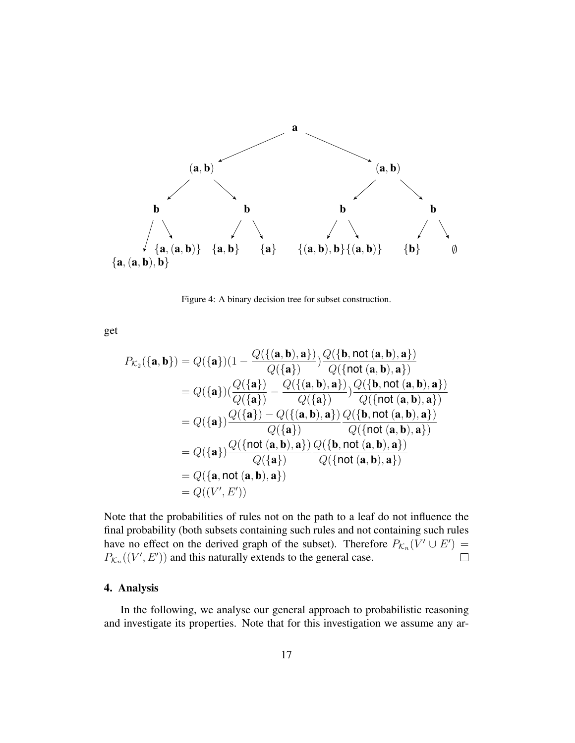Figure 4: A binary decision tree for subset construction.

get

$$
\begin{aligned}
P_{\mathcal{K}_2}(\{\mathbf{a},\mathbf{b}\}) &= Q(\{\mathbf{a}\})(1-\frac{Q(\{(\mathbf{a},\mathbf{b}),\mathbf{a}\})}{Q(\{\mathbf{a}\})})\frac{Q(\{\mathbf{b},\text{not }(\mathbf{a},\mathbf{b}),\mathbf{a}\})}{Q(\{\text{not }(\mathbf{a},\mathbf{b}),\mathbf{a}\})} \\
&= Q(\{\mathbf{a}\})(\frac{Q(\{\mathbf{a}\})}{Q(\{\mathbf{a}\})}-\frac{Q(\{(\mathbf{a},\mathbf{b}),\mathbf{a}\})}{Q(\{\mathbf{a}\})})\frac{Q(\{\mathbf{b},\text{not }(\mathbf{a},\mathbf{b}),\mathbf{a}\})}{Q(\{\text{not }(\mathbf{a},\mathbf{b}),\mathbf{a}\})} \\
&= Q(\{\mathbf{a}\})\frac{Q(\{\mathbf{a}\})-Q(\{(\mathbf{a},\mathbf{b}),\mathbf{a}\})}{Q(\{\mathbf{a}\})}\frac{Q(\{\mathbf{b},\text{not }(\mathbf{a},\mathbf{b}),\mathbf{a}\})}{Q(\{\text{not }(\mathbf{a},\mathbf{b}),\mathbf{a}\})} \\
&= Q(\{\mathbf{a}\})\frac{Q(\{\text{not }(\mathbf{a},\mathbf{b}),\mathbf{a}\})}{Q(\{\mathbf{a}\})}\frac{Q(\{\mathbf{b},\text{not }(\mathbf{a},\mathbf{b}),\mathbf{a}\})}{Q(\{\text{not }(\mathbf{a},\mathbf{b}),\mathbf{a}\})} \\
&= Q(\{\mathbf{a},\text{not }(\mathbf{a},\mathbf{b}),\mathbf{a}\}) \\
&= Q((V',E'))
\end{aligned}
$$

Note that the probabilities of rules not on the path to a leaf do not influence the final probability (both subsets containing such rules and not containing such rules have no effect on the derived graph of the subset). Therefore $P_{\mathcal{K}_n}(V' \cup E') = P_{\mathcal{K}_n}((V', E'))$ and this naturally extends to the general case. □

## 4. Analysis

In the following, we analyse our general approach to probabilistic reasoning and investigate its properties. Note that for this investigation we assume any ar-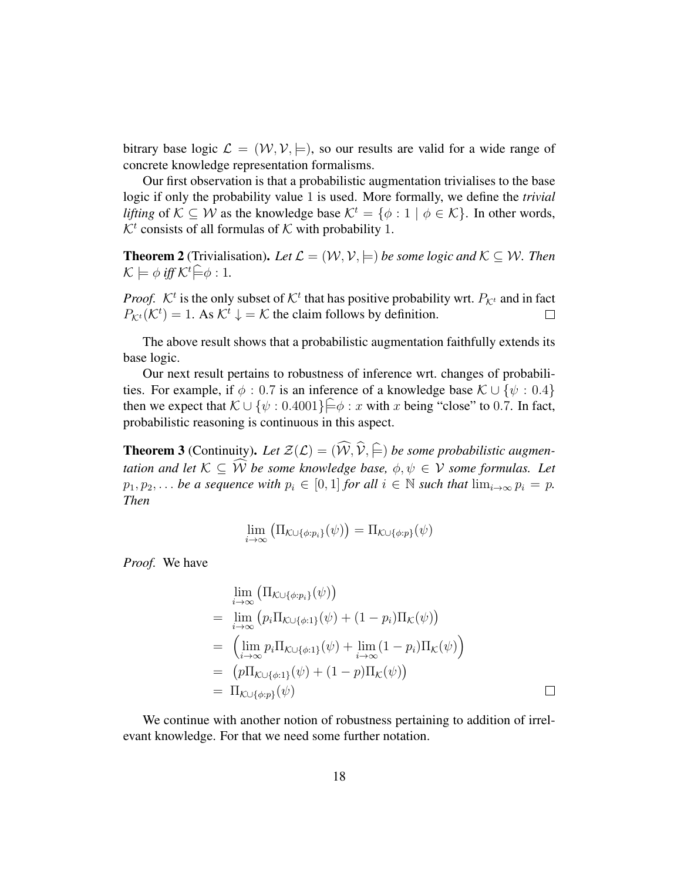bitrary base logic $\mathcal{L} = (\mathcal{W}, \mathcal{V}, \models)$, so our results are valid for a wide range of concrete knowledge representation formalisms.

Our first observation is that a probabilistic augmentation trivialises to the base logic if only the probability value 1 is used. More formally, we define the *trivial lifting* of $\mathcal{K} \subseteq \mathcal{W}$ as the knowledge base $\mathcal{K}^t = \{\phi : 1 \mid \phi \in \mathcal{K}\}$. In other words, $\mathcal{K}^t$ consists of all formulas of $\mathcal{K}$ with probability 1.

**Theorem 2** (Trivialisation). *Let $\mathcal{L} = (\mathcal{W}, \mathcal{V}, \models)$ be some logic and $\mathcal{K} \subseteq \mathcal{W}$. Then $\mathcal{K} \models \phi$ iff $\mathcal{K}^t \widehat{\models} \phi : 1$.*

*Proof.* $\mathcal{K}^t$ is the only subset of $\mathcal{K}^t$ that has positive probability wrt. $P_{\mathcal{K}^t}$ and in fact $P_{\mathcal{K}^t}(\mathcal{K}^t) = 1$. As $\mathcal{K}^t \downarrow = \mathcal{K}$ the claim follows by definition. □

The above result shows that a probabilistic augmentation faithfully extends its base logic.

Our next result pertains to robustness of inference wrt. changes of probabilities. For example, if $\phi : 0.7$ is an inference of a knowledge base $\mathcal{K} \cup \{\psi : 0.4\}$ then we expect that $\mathcal{K} \cup \{\psi : 0.4001\} \widehat{\models} \phi : x$ with $x$ being "close" to 0.7. In fact, probabilistic reasoning is continuous in this aspect.

**Theorem 3** (Continuity). *Let $\mathcal{Z}(\mathcal{L}) = (\widehat{\mathcal{W}}, \widehat{\mathcal{V}}, \widehat{\models})$ be some probabilistic augmentation and let $\mathcal{K} \subseteq \widehat{\mathcal{W}}$ be some knowledge base, $\phi, \psi \in \mathcal{V}$ some formulas. Let $p_1, p_2, \ldots$ be a sequence with $p_i \in [0, 1]$ for all $i \in \mathbb{N}$ such that $\lim_{i\to\infty} p_i = p$. Then*

$$\lim_{i\to\infty} \left(\Pi_{\mathcal{K}\cup\{\phi:p_i\}}(\psi)\right) = \Pi_{\mathcal{K}\cup\{\phi:p\}}(\psi)$$

*Proof.* We have

$$\begin{aligned}
& \lim_{i\to\infty} \left(\Pi_{\mathcal{K}\cup\{\phi:p_i\}}(\psi)\right) \\
= \; & \lim_{i\to\infty} \left(p_i \Pi_{\mathcal{K}\cup\{\phi:1\}}(\psi) + (1-p_i)\Pi_{\mathcal{K}}(\psi)\right) \\
= \; & \left(\lim_{i\to\infty} p_i \Pi_{\mathcal{K}\cup\{\phi:1\}}(\psi) + \lim_{i\to\infty}(1-p_i)\Pi_{\mathcal{K}}(\psi)\right) \\
= \; & \left(p\Pi_{\mathcal{K}\cup\{\phi:1\}}(\psi) + (1-p)\Pi_{\mathcal{K}}(\psi)\right) \\
= \; & \Pi_{\mathcal{K}\cup\{\phi:p\}}(\psi)
\end{aligned}$$

□

We continue with another notion of robustness pertaining to addition of irrelevant knowledge. For that we need some further notation.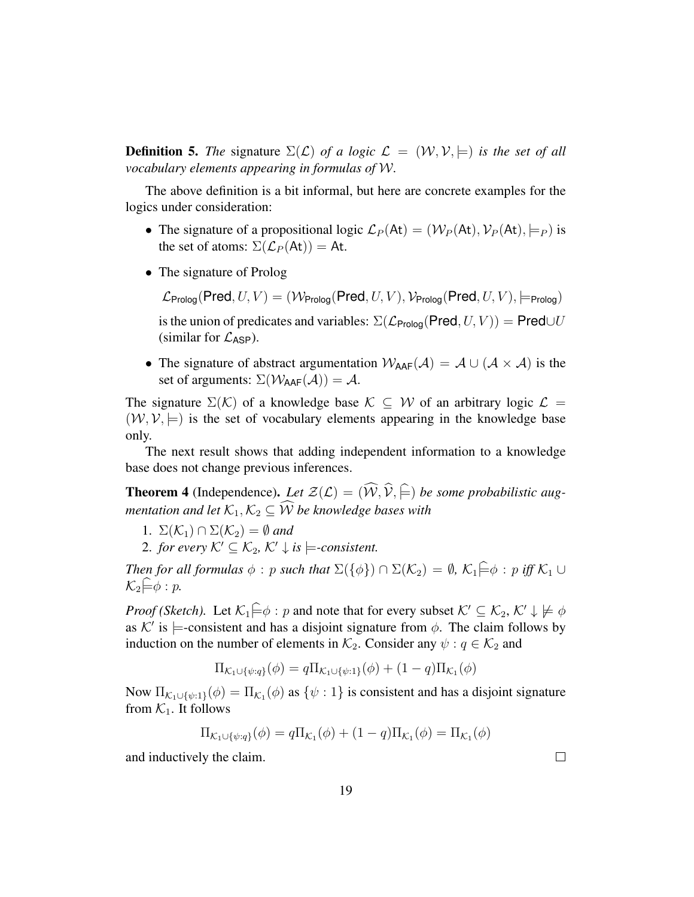**Definition 5.** *The* signature $\Sigma(\mathcal{L})$ *of a logic* $\mathcal{L} = (\mathcal{W}, \mathcal{V}, \models)$ *is the set of all vocabulary elements appearing in formulas of* $\mathcal{W}$.

The above definition is a bit informal, but here are concrete examples for the logics under consideration:

- The signature of a propositional logic $\mathcal{L}_P(\mathsf{At}) = (\mathcal{W}_P(\mathsf{At}), \mathcal{V}_P(\mathsf{At}), \models_P)$ is the set of atoms: $\Sigma(\mathcal{L}_P(\mathsf{At})) = \mathsf{At}$.
- The signature of Prolog

  $\mathcal{L}_{\mathsf{Prolog}}(\mathsf{Pred}, U, V) = (\mathcal{W}_{\mathsf{Prolog}}(\mathsf{Pred}, U, V), \mathcal{V}_{\mathsf{Prolog}}(\mathsf{Pred}, U, V), \models_{\mathsf{Prolog}})$

  is the union of predicates and variables: $\Sigma(\mathcal{L}_{\mathsf{Prolog}}(\mathsf{Pred}, U, V)) = \mathsf{Pred} \cup U$ (similar for $\mathcal{L}_{\mathsf{ASP}}$).
- The signature of abstract argumentation $\mathcal{W}_{\mathsf{AAF}}(\mathcal{A}) = \mathcal{A} \cup (\mathcal{A} \times \mathcal{A})$ is the set of arguments: $\Sigma(\mathcal{W}_{\mathsf{AAF}}(\mathcal{A})) = \mathcal{A}$.

The signature $\Sigma(\mathcal{K})$ of a knowledge base $\mathcal{K} \subseteq \mathcal{W}$ of an arbitrary logic $\mathcal{L} = (\mathcal{W}, \mathcal{V}, \models)$ is the set of vocabulary elements appearing in the knowledge base only.

The next result shows that adding independent information to a knowledge base does not change previous inferences.

**Theorem 4** (Independence)**.** *Let* $\mathcal{Z}(\mathcal{L}) = (\widehat{\mathcal{W}}, \widehat{\mathcal{V}}, \widehat{\models})$ *be some probabilistic augmentation and let* $\mathcal{K}_1, \mathcal{K}_2 \subseteq \widehat{\mathcal{W}}$ *be knowledge bases with*

1. $\Sigma(\mathcal{K}_1) \cap \Sigma(\mathcal{K}_2) = \emptyset$ *and*
2. *for every* $\mathcal{K}' \subseteq \mathcal{K}_2$, $\mathcal{K}' \downarrow$ *is* $\models$*-consistent.*

*Then for all formulas* $\phi : p$ *such that* $\Sigma(\{\phi\}) \cap \Sigma(\mathcal{K}_2) = \emptyset$, $\mathcal{K}_1 \widehat{\models} \phi : p$ *iff* $\mathcal{K}_1 \cup \mathcal{K}_2 \widehat{\models} \phi : p$.

*Proof (Sketch).* Let $\mathcal{K}_1 \widehat{\models} \phi : p$ and note that for every subset $\mathcal{K}' \subseteq \mathcal{K}_2$, $\mathcal{K}' \downarrow \not\models \phi$ as $\mathcal{K}'$ is $\models$-consistent and has a disjoint signature from $\phi$. The claim follows by induction on the number of elements in $\mathcal{K}_2$. Consider any $\psi : q \in \mathcal{K}_2$ and

$$\Pi_{\mathcal{K}_1 \cup \{\psi:q\}}(\phi) = q\Pi_{\mathcal{K}_1 \cup \{\psi:1\}}(\phi) + (1-q)\Pi_{\mathcal{K}_1}(\phi)$$

Now $\Pi_{\mathcal{K}_1 \cup \{\psi:1\}}(\phi) = \Pi_{\mathcal{K}_1}(\phi)$ as $\{\psi : 1\}$ is consistent and has a disjoint signature from $\mathcal{K}_1$. It follows

$$\Pi_{\mathcal{K}_1 \cup \{\psi:q\}}(\phi) = q\Pi_{\mathcal{K}_1}(\phi) + (1-q)\Pi_{\mathcal{K}_1}(\phi) = \Pi_{\mathcal{K}_1}(\phi)$$

and inductively the claim. $\square$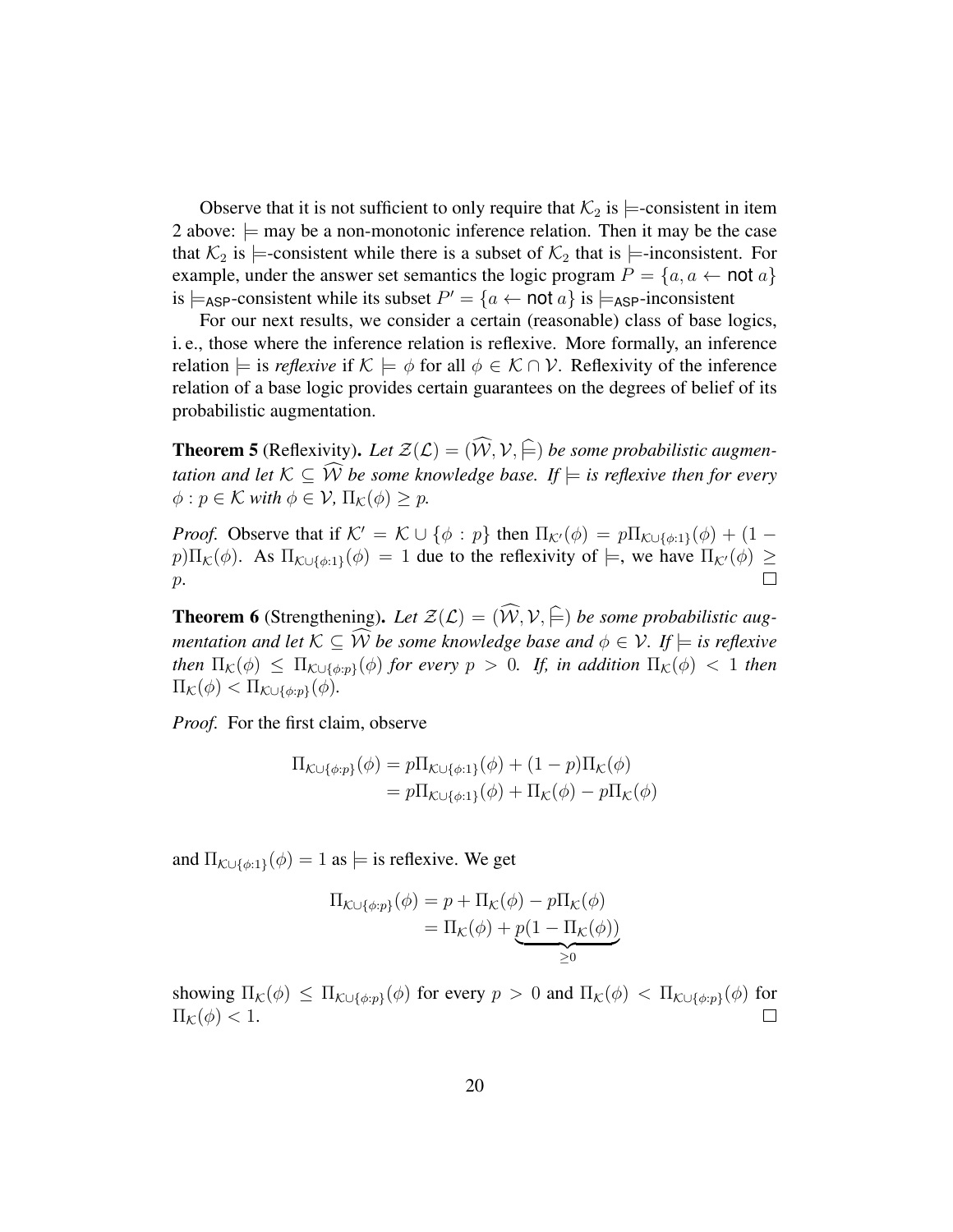Observe that it is not sufficient to only require that $\mathcal{K}_2$ is $\models$-consistent in item 2 above: $\models$ may be a non-monotonic inference relation. Then it may be the case that $\mathcal{K}_2$ is $\models$-consistent while there is a subset of $\mathcal{K}_2$ that is $\models$-inconsistent. For example, under the answer set semantics the logic program $P = \{a, a \leftarrow \textsf{not}\ a\}$ is $\models_{\mathsf{ASP}}$-consistent while its subset $P' = \{a \leftarrow \textsf{not}\ a\}$ is $\models_{\mathsf{ASP}}$-inconsistent

For our next results, we consider a certain (reasonable) class of base logics, i. e., those where the inference relation is reflexive. More formally, an inference relation $\models$ is *reflexive* if $\mathcal{K} \models \phi$ for all $\phi \in \mathcal{K} \cap \mathcal{V}$. Reflexivity of the inference relation of a base logic provides certain guarantees on the degrees of belief of its probabilistic augmentation.

**Theorem 5** (Reflexivity). *Let $\mathcal{Z}(\mathcal{L}) = (\widehat{\mathcal{W}}, \mathcal{V}, \widehat{\models})$ be some probabilistic augmentation and let $\mathcal{K} \subseteq \widehat{\mathcal{W}}$ be some knowledge base. If $\models$ is reflexive then for every $\phi : p \in \mathcal{K}$ with $\phi \in \mathcal{V}$, $\Pi_{\mathcal{K}}(\phi) \geq p$.*

*Proof.* Observe that if $\mathcal{K}' = \mathcal{K} \cup \{\phi : p\}$ then $\Pi_{\mathcal{K}'}(\phi) = p\Pi_{\mathcal{K}\cup\{\phi:1\}}(\phi) + (1 - p)\Pi_{\mathcal{K}}(\phi)$. As $\Pi_{\mathcal{K}\cup\{\phi:1\}}(\phi) = 1$ due to the reflexivity of $\models$, we have $\Pi_{\mathcal{K}'}(\phi) \geq p$. □

**Theorem 6** (Strengthening). *Let $\mathcal{Z}(\mathcal{L}) = (\widehat{\mathcal{W}}, \mathcal{V}, \widehat{\models})$ be some probabilistic augmentation and let $\mathcal{K} \subseteq \widehat{\mathcal{W}}$ be some knowledge base and $\phi \in \mathcal{V}$. If $\models$ is reflexive then $\Pi_{\mathcal{K}}(\phi) \leq \Pi_{\mathcal{K}\cup\{\phi:p\}}(\phi)$ for every $p > 0$. If, in addition $\Pi_{\mathcal{K}}(\phi) < 1$ then $\Pi_{\mathcal{K}}(\phi) < \Pi_{\mathcal{K}\cup\{\phi:p\}}(\phi)$.*

*Proof.* For the first claim, observe

$$\begin{aligned}
\Pi_{\mathcal{K}\cup\{\phi:p\}}(\phi) &= p\Pi_{\mathcal{K}\cup\{\phi:1\}}(\phi) + (1-p)\Pi_{\mathcal{K}}(\phi) \\
&= p\Pi_{\mathcal{K}\cup\{\phi:1\}}(\phi) + \Pi_{\mathcal{K}}(\phi) - p\Pi_{\mathcal{K}}(\phi)
\end{aligned}$$

and $\Pi_{\mathcal{K}\cup\{\phi:1\}}(\phi) = 1$ as $\models$ is reflexive. We get

$$\begin{aligned}
\Pi_{\mathcal{K}\cup\{\phi:p\}}(\phi) &= p + \Pi_{\mathcal{K}}(\phi) - p\Pi_{\mathcal{K}}(\phi) \\
&= \Pi_{\mathcal{K}}(\phi) + \underbrace{p(1 - \Pi_{\mathcal{K}}(\phi))}_{\geq 0}
\end{aligned}$$

showing $\Pi_{\mathcal{K}}(\phi) \leq \Pi_{\mathcal{K}\cup\{\phi:p\}}(\phi)$ for every $p > 0$ and $\Pi_{\mathcal{K}}(\phi) < \Pi_{\mathcal{K}\cup\{\phi:p\}}(\phi)$ for $\Pi_{\mathcal{K}}(\phi) < 1$. □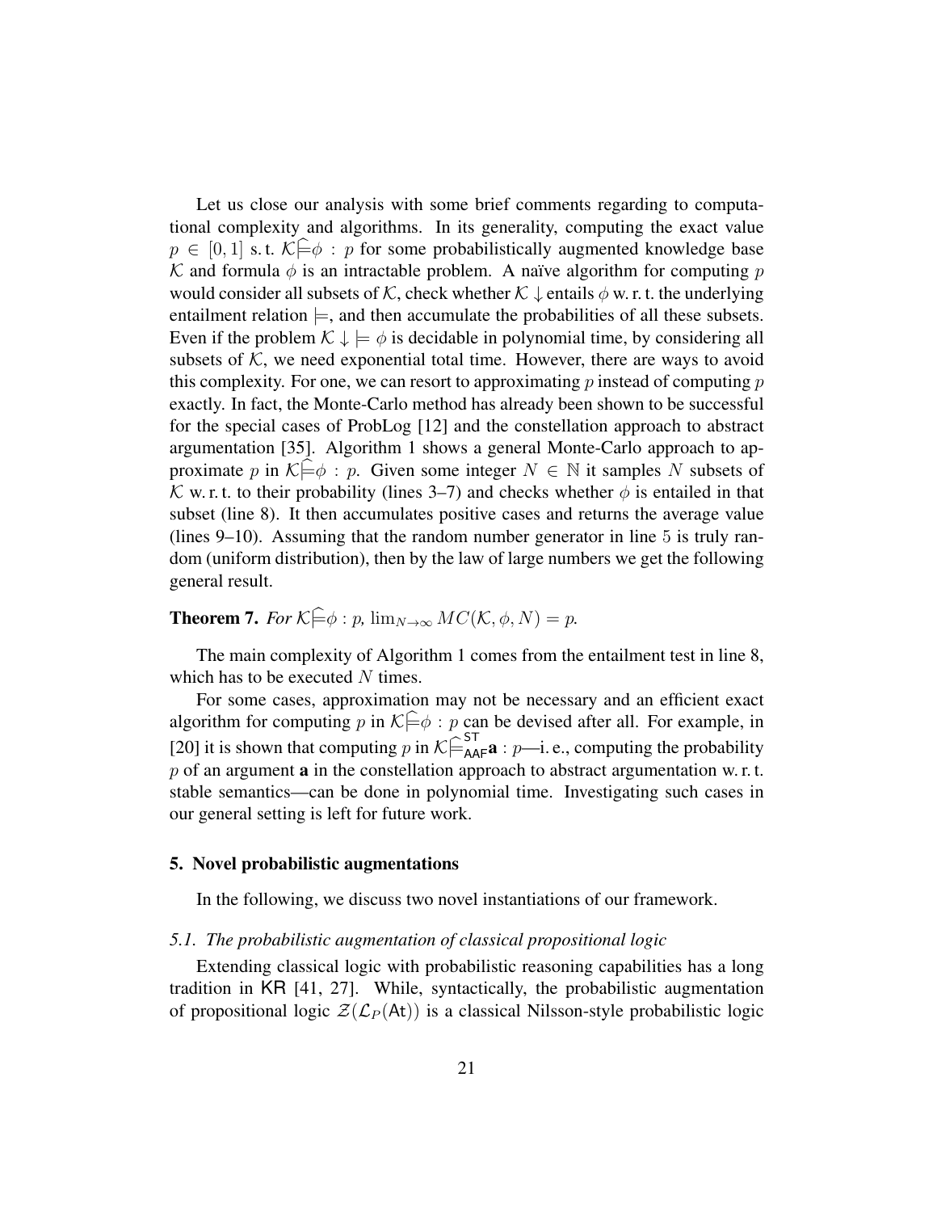Let us close our analysis with some brief comments regarding to computational complexity and algorithms. In its generality, computing the exact value $p \in [0,1]$ s. t. $\mathcal{K}\widehat{\models}\phi : p$ for some probabilistically augmented knowledge base $\mathcal{K}$ and formula $\phi$ is an intractable problem. A naïve algorithm for computing $p$ would consider all subsets of $\mathcal{K}$, check whether $\mathcal{K}\downarrow$ entails $\phi$ w. r. t. the underlying entailment relation $\models$, and then accumulate the probabilities of all these subsets. Even if the problem $\mathcal{K}\downarrow\models\phi$ is decidable in polynomial time, by considering all subsets of $\mathcal{K}$, we need exponential total time. However, there are ways to avoid this complexity. For one, we can resort to approximating $p$ instead of computing $p$ exactly. In fact, the Monte-Carlo method has already been shown to be successful for the special cases of ProbLog [12] and the constellation approach to abstract argumentation [35]. Algorithm 1 shows a general Monte-Carlo approach to approximate $p$ in $\mathcal{K}\widehat{\models}\phi : p$. Given some integer $N \in \mathbb{N}$ it samples $N$ subsets of $\mathcal{K}$ w. r. t. to their probability (lines 3–7) and checks whether $\phi$ is entailed in that subset (line 8). It then accumulates positive cases and returns the average value (lines 9–10). Assuming that the random number generator in line 5 is truly random (uniform distribution), then by the law of large numbers we get the following general result.

**Theorem 7.** *For* $\mathcal{K}\widehat{\models}\phi : p$*,* $\lim_{N\to\infty} MC(\mathcal{K},\phi,N) = p$*.*

The main complexity of Algorithm 1 comes from the entailment test in line 8, which has to be executed $N$ times.

For some cases, approximation may not be necessary and an efficient exact algorithm for computing $p$ in $\mathcal{K}\widehat{\models}\phi : p$ can be devised after all. For example, in [20] it is shown that computing $p$ in $\mathcal{K}\widehat{\models}^{\mathsf{ST}}_{\mathsf{AAF}}\mathbf{a} : p$—i. e., computing the probability $p$ of an argument $\mathbf{a}$ in the constellation approach to abstract argumentation w. r. t. stable semantics—can be done in polynomial time. Investigating such cases in our general setting is left for future work.

## 5. Novel probabilistic augmentations

In the following, we discuss two novel instantiations of our framework.

### *5.1. The probabilistic augmentation of classical propositional logic*

Extending classical logic with probabilistic reasoning capabilities has a long tradition in KR [41, 27]. While, syntactically, the probabilistic augmentation of propositional logic $\mathcal{Z}(\mathcal{L}_P(\mathsf{At}))$ is a classical Nilsson-style probabilistic logic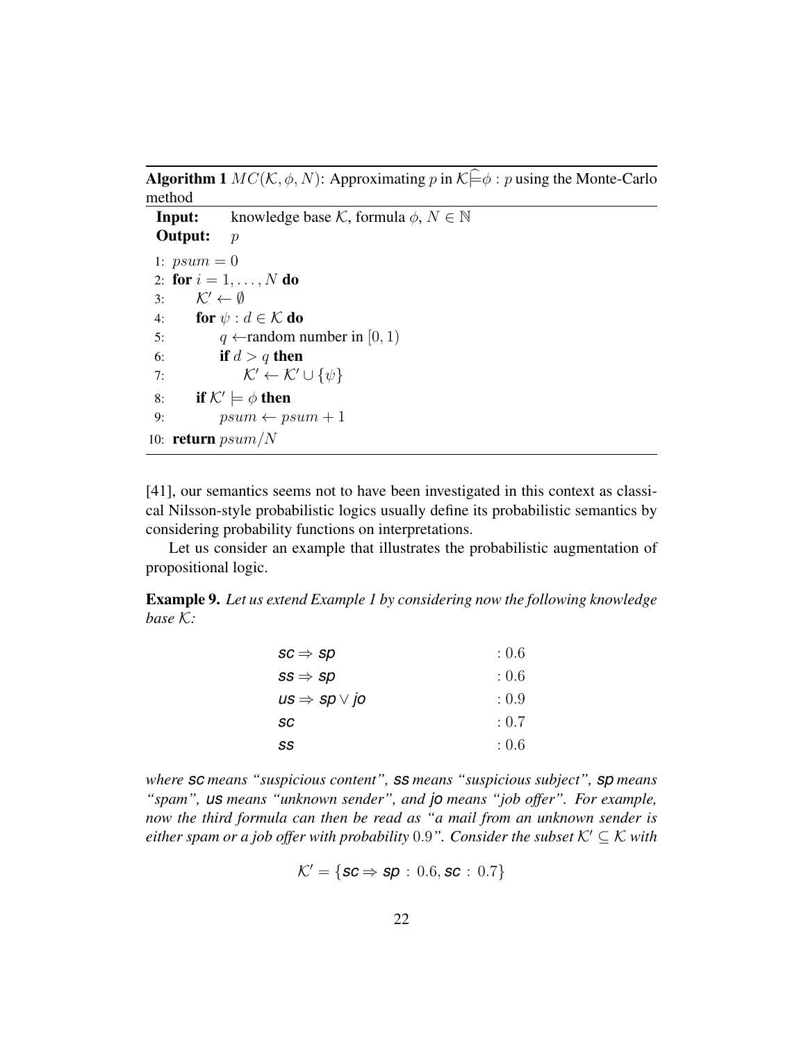**Algorithm 1** $MC(\mathcal{K}, \phi, N)$: Approximating $p$ in $\mathcal{K}\widehat{\models}\phi : p$ using the Monte-Carlo method

```
Input:   knowledge base K, formula φ, N ∈ ℕ
Output:  p

1: psum = 0
2: for i = 1, ..., N do
3:     K' ← ∅
4:     for ψ : d ∈ K do
5:         q ← random number in [0, 1)
6:         if d > q then
7:             K' ← K' ∪ {ψ}
8:     if K' ⊨ φ then
9:         psum ← psum + 1
10: return psum/N
```

[41], our semantics seems not to have been investigated in this context as classical Nilsson-style probabilistic logics usually define its probabilistic semantics by considering probability functions on interpretations.

Let us consider an example that illustrates the probabilistic augmentation of propositional logic.

**Example 9.** *Let us extend Example 1 by considering now the following knowledge base $\mathcal{K}$:*

$$\begin{aligned}
\textit{sc} \Rightarrow \textit{sp} &\quad : 0.6 \\
\textit{ss} \Rightarrow \textit{sp} &\quad : 0.6 \\
\textit{us} \Rightarrow \textit{sp} \vee \textit{jo} &\quad : 0.9 \\
\textit{sc} &\quad : 0.7 \\
\textit{ss} &\quad : 0.6
\end{aligned}$$

*where **sc** means "suspicious content", **ss** means "suspicious subject", **sp** means "spam", **us** means "unknown sender", and **jo** means "job offer". For example, now the third formula can then be read as "a mail from an unknown sender is either spam or a job offer with probability 0.9". Consider the subset $\mathcal{K}' \subseteq \mathcal{K}$ with*

$$\mathcal{K}' = \{\textit{sc} \Rightarrow \textit{sp} : 0.6, \textit{sc} : 0.7\}$$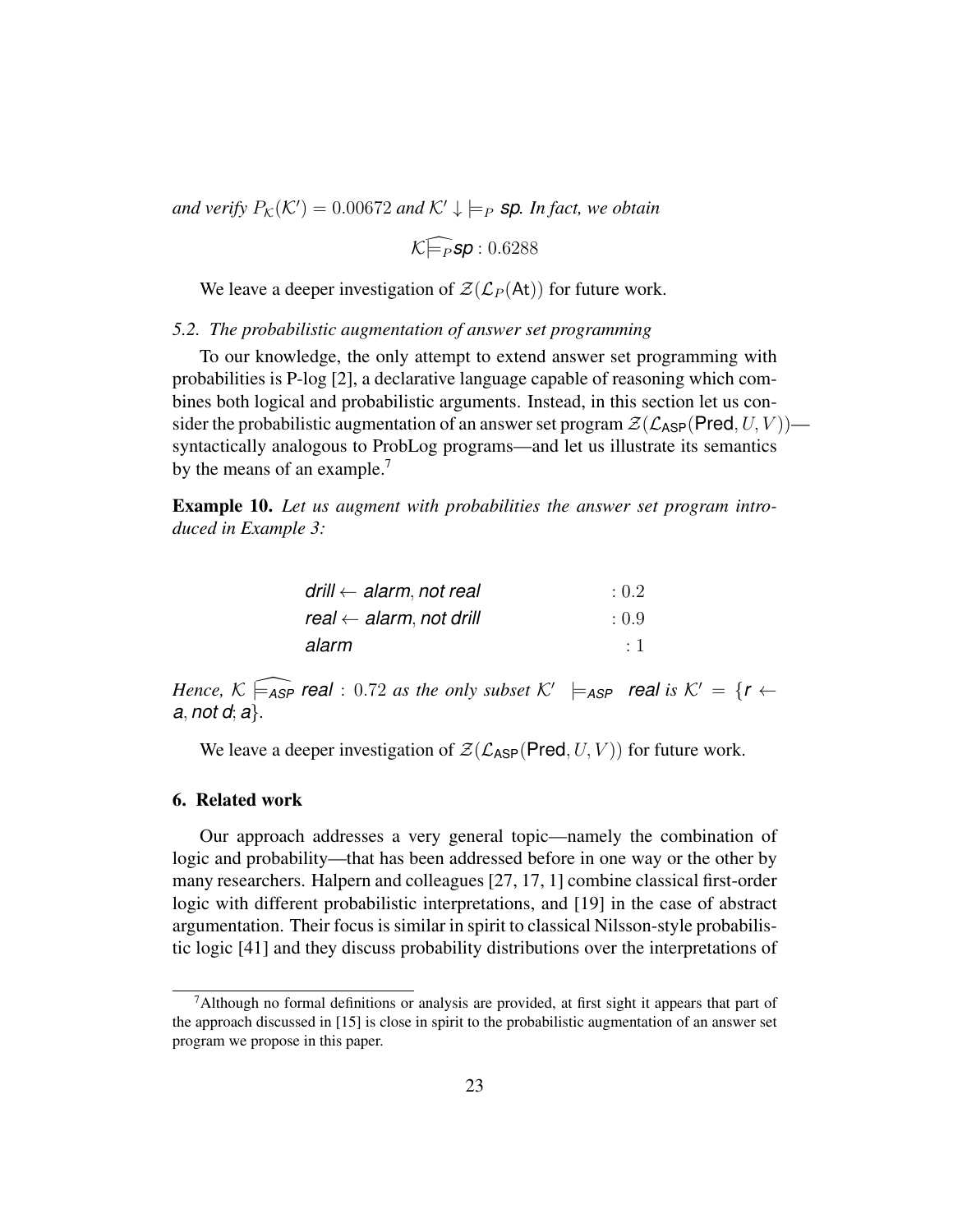*and verify* $P_{\mathcal{K}}(\mathcal{K}') = 0.00672$ *and* $\mathcal{K}' \downarrow \models_P$ $\textit{sp}$*. In fact, we obtain*

$$\mathcal{K} \widehat{\models_P} \textit{sp} : 0.6288$$

We leave a deeper investigation of $\mathcal{Z}(\mathcal{L}_P(\mathsf{At}))$ for future work.

### *5.2. The probabilistic augmentation of answer set programming*

To our knowledge, the only attempt to extend answer set programming with probabilities is P-log [2], a declarative language capable of reasoning which combines both logical and probabilistic arguments. Instead, in this section let us consider the probabilistic augmentation of an answer set program $\mathcal{Z}(\mathcal{L}_{\mathsf{ASP}}(\mathsf{Pred}, U, V))$—syntactically analogous to ProbLog programs—and let us illustrate its semantics by the means of an example.[7]

**Example 10.** *Let us augment with probabilities the answer set program introduced in Example 3:*

$$\begin{array}{ll} \textit{drill} \leftarrow \textit{alarm}, \textit{not real} & : 0.2 \\ \textit{real} \leftarrow \textit{alarm}, \textit{not drill} & : 0.9 \\ \textit{alarm} & : 1 \end{array}$$

*Hence,* $\mathcal{K} \widehat{\models_{\textit{ASP}}} \textit{real} : 0.72$ *as the only subset* $\mathcal{K}' \models_{\textit{ASP}} \textit{real}$ *is* $\mathcal{K}' = \{\textit{r} \leftarrow \textit{a}, \textit{not d}; \textit{a}\}$.

We leave a deeper investigation of $\mathcal{Z}(\mathcal{L}_{\mathsf{ASP}}(\mathsf{Pred}, U, V))$ for future work.

## 6. Related work

Our approach addresses a very general topic—namely the combination of logic and probability—that has been addressed before in one way or the other by many researchers. Halpern and colleagues [27, 17, 1] combine classical first-order logic with different probabilistic interpretations, and [19] in the case of abstract argumentation. Their focus is similar in spirit to classical Nilsson-style probabilistic logic [41] and they discuss probability distributions over the interpretations of

---

[7] Although no formal definitions or analysis are provided, at first sight it appears that part of the approach discussed in [15] is close in spirit to the probabilistic augmentation of an answer set program we propose in this paper.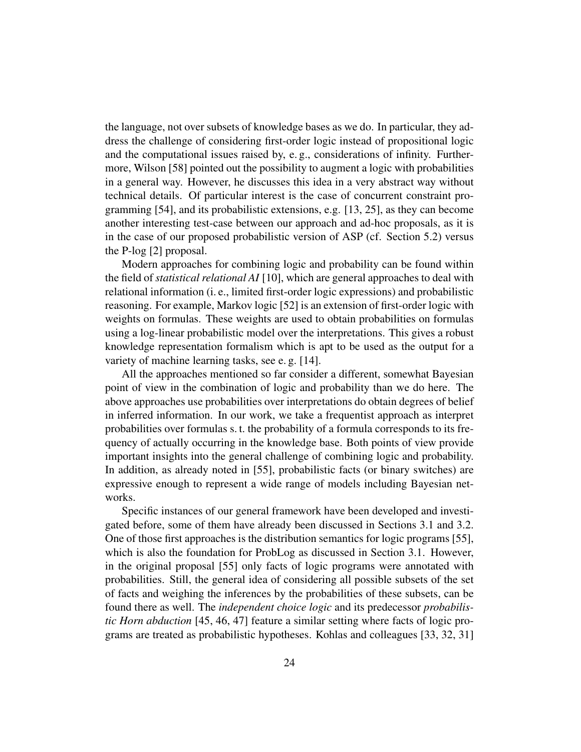the language, not over subsets of knowledge bases as we do. In particular, they address the challenge of considering first-order logic instead of propositional logic and the computational issues raised by, e. g., considerations of infinity. Furthermore, Wilson [58] pointed out the possibility to augment a logic with probabilities in a general way. However, he discusses this idea in a very abstract way without technical details. Of particular interest is the case of concurrent constraint programming [54], and its probabilistic extensions, e.g. [13, 25], as they can become another interesting test-case between our approach and ad-hoc proposals, as it is in the case of our proposed probabilistic version of ASP (cf. Section 5.2) versus the P-log [2] proposal.

Modern approaches for combining logic and probability can be found within the field of *statistical relational AI* [10], which are general approaches to deal with relational information (i. e., limited first-order logic expressions) and probabilistic reasoning. For example, Markov logic [52] is an extension of first-order logic with weights on formulas. These weights are used to obtain probabilities on formulas using a log-linear probabilistic model over the interpretations. This gives a robust knowledge representation formalism which is apt to be used as the output for a variety of machine learning tasks, see e. g. [14].

All the approaches mentioned so far consider a different, somewhat Bayesian point of view in the combination of logic and probability than we do here. The above approaches use probabilities over interpretations do obtain degrees of belief in inferred information. In our work, we take a frequentist approach as interpret probabilities over formulas s. t. the probability of a formula corresponds to its frequency of actually occurring in the knowledge base. Both points of view provide important insights into the general challenge of combining logic and probability. In addition, as already noted in [55], probabilistic facts (or binary switches) are expressive enough to represent a wide range of models including Bayesian networks.

Specific instances of our general framework have been developed and investigated before, some of them have already been discussed in Sections 3.1 and 3.2. One of those first approaches is the distribution semantics for logic programs [55], which is also the foundation for ProbLog as discussed in Section 3.1. However, in the original proposal [55] only facts of logic programs were annotated with probabilities. Still, the general idea of considering all possible subsets of the set of facts and weighing the inferences by the probabilities of these subsets, can be found there as well. The *independent choice logic* and its predecessor *probabilistic Horn abduction* [45, 46, 47] feature a similar setting where facts of logic programs are treated as probabilistic hypotheses. Kohlas and colleagues [33, 32, 31]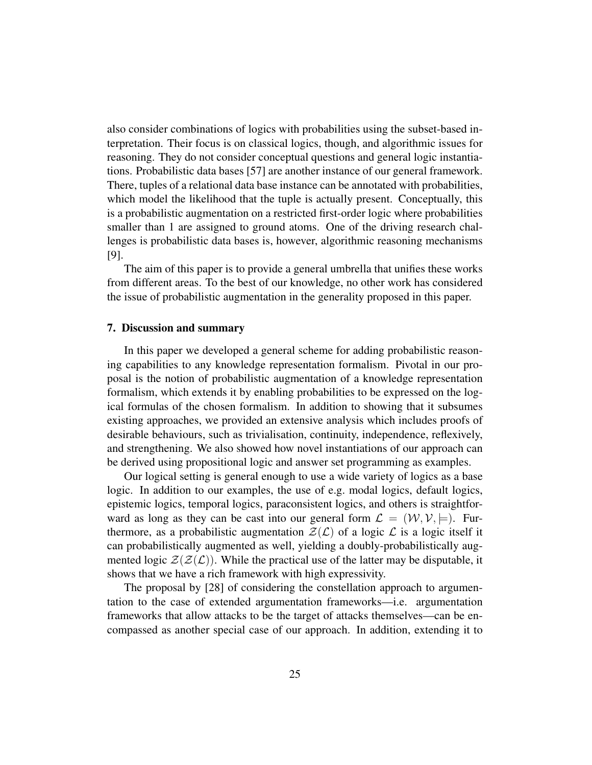also consider combinations of logics with probabilities using the subset-based interpretation. Their focus is on classical logics, though, and algorithmic issues for reasoning. They do not consider conceptual questions and general logic instantiations. Probabilistic data bases [57] are another instance of our general framework. There, tuples of a relational data base instance can be annotated with probabilities, which model the likelihood that the tuple is actually present. Conceptually, this is a probabilistic augmentation on a restricted first-order logic where probabilities smaller than 1 are assigned to ground atoms. One of the driving research challenges is probabilistic data bases is, however, algorithmic reasoning mechanisms [9].

The aim of this paper is to provide a general umbrella that unifies these works from different areas. To the best of our knowledge, no other work has considered the issue of probabilistic augmentation in the generality proposed in this paper.

## 7. Discussion and summary

In this paper we developed a general scheme for adding probabilistic reasoning capabilities to any knowledge representation formalism. Pivotal in our proposal is the notion of probabilistic augmentation of a knowledge representation formalism, which extends it by enabling probabilities to be expressed on the logical formulas of the chosen formalism. In addition to showing that it subsumes existing approaches, we provided an extensive analysis which includes proofs of desirable behaviours, such as trivialisation, continuity, independence, reflexively, and strengthening. We also showed how novel instantiations of our approach can be derived using propositional logic and answer set programming as examples.

Our logical setting is general enough to use a wide variety of logics as a base logic. In addition to our examples, the use of e.g. modal logics, default logics, epistemic logics, temporal logics, paraconsistent logics, and others is straightforward as long as they can be cast into our general form $\mathcal{L} = (\mathcal{W}, \mathcal{V}, \models)$. Furthermore, as a probabilistic augmentation $\mathcal{Z}(\mathcal{L})$ of a logic $\mathcal{L}$ is a logic itself it can probabilistically augmented as well, yielding a doubly-probabilistically augmented logic $\mathcal{Z}(\mathcal{Z}(\mathcal{L}))$. While the practical use of the latter may be disputable, it shows that we have a rich framework with high expressivity.

The proposal by [28] of considering the constellation approach to argumentation to the case of extended argumentation frameworks—i.e. argumentation frameworks that allow attacks to be the target of attacks themselves—can be encompassed as another special case of our approach. In addition, extending it to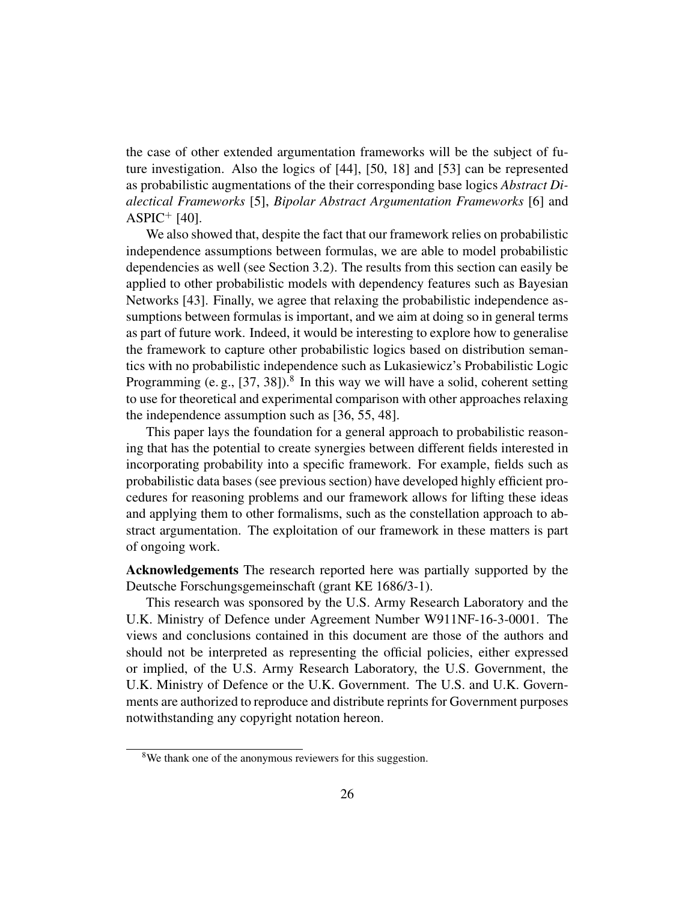the case of other extended argumentation frameworks will be the subject of future investigation. Also the logics of [44], [50, 18] and [53] can be represented as probabilistic augmentations of the their corresponding base logics *Abstract Dialectical Frameworks* [5], *Bipolar Abstract Argumentation Frameworks* [6] and ASPIC$^+$ [40].

We also showed that, despite the fact that our framework relies on probabilistic independence assumptions between formulas, we are able to model probabilistic dependencies as well (see Section 3.2). The results from this section can easily be applied to other probabilistic models with dependency features such as Bayesian Networks [43]. Finally, we agree that relaxing the probabilistic independence assumptions between formulas is important, and we aim at doing so in general terms as part of future work. Indeed, it would be interesting to explore how to generalise the framework to capture other probabilistic logics based on distribution semantics with no probabilistic independence such as Lukasiewicz's Probabilistic Logic Programming (e. g., [37, 38]).[8] In this way we will have a solid, coherent setting to use for theoretical and experimental comparison with other approaches relaxing the independence assumption such as [36, 55, 48].

This paper lays the foundation for a general approach to probabilistic reasoning that has the potential to create synergies between different fields interested in incorporating probability into a specific framework. For example, fields such as probabilistic data bases (see previous section) have developed highly efficient procedures for reasoning problems and our framework allows for lifting these ideas and applying them to other formalisms, such as the constellation approach to abstract argumentation. The exploitation of our framework in these matters is part of ongoing work.

**Acknowledgements** The research reported here was partially supported by the Deutsche Forschungsgemeinschaft (grant KE 1686/3-1).

This research was sponsored by the U.S. Army Research Laboratory and the U.K. Ministry of Defence under Agreement Number W911NF-16-3-0001. The views and conclusions contained in this document are those of the authors and should not be interpreted as representing the official policies, either expressed or implied, of the U.S. Army Research Laboratory, the U.S. Government, the U.K. Ministry of Defence or the U.K. Government. The U.S. and U.K. Governments are authorized to reproduce and distribute reprints for Government purposes notwithstanding any copyright notation hereon.

[8] We thank one of the anonymous reviewers for this suggestion.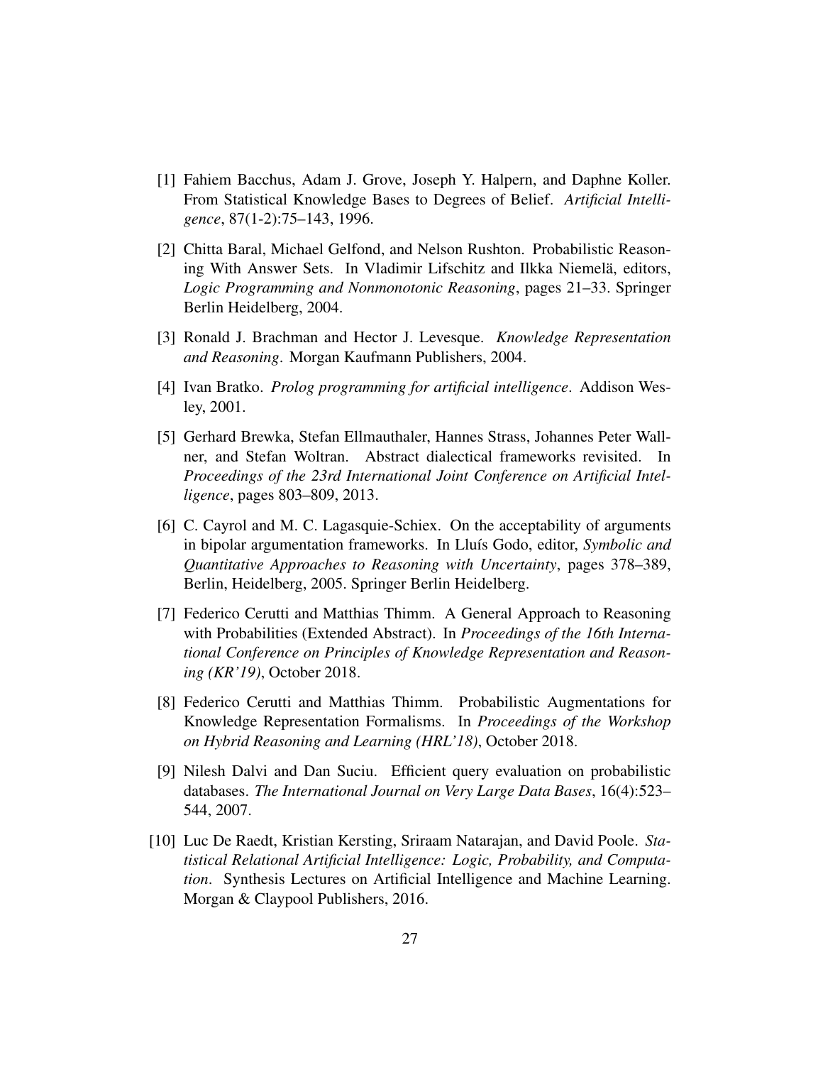[1] Fahiem Bacchus, Adam J. Grove, Joseph Y. Halpern, and Daphne Koller. From Statistical Knowledge Bases to Degrees of Belief. *Artificial Intelligence*, 87(1-2):75–143, 1996.

[2] Chitta Baral, Michael Gelfond, and Nelson Rushton. Probabilistic Reasoning With Answer Sets. In Vladimir Lifschitz and Ilkka Niemelä, editors, *Logic Programming and Nonmonotonic Reasoning*, pages 21–33. Springer Berlin Heidelberg, 2004.

[3] Ronald J. Brachman and Hector J. Levesque. *Knowledge Representation and Reasoning*. Morgan Kaufmann Publishers, 2004.

[4] Ivan Bratko. *Prolog programming for artificial intelligence*. Addison Wesley, 2001.

[5] Gerhard Brewka, Stefan Ellmauthaler, Hannes Strass, Johannes Peter Wallner, and Stefan Woltran. Abstract dialectical frameworks revisited. In *Proceedings of the 23rd International Joint Conference on Artificial Intelligence*, pages 803–809, 2013.

[6] C. Cayrol and M. C. Lagasquie-Schiex. On the acceptability of arguments in bipolar argumentation frameworks. In Lluís Godo, editor, *Symbolic and Quantitative Approaches to Reasoning with Uncertainty*, pages 378–389, Berlin, Heidelberg, 2005. Springer Berlin Heidelberg.

[7] Federico Cerutti and Matthias Thimm. A General Approach to Reasoning with Probabilities (Extended Abstract). In *Proceedings of the 16th International Conference on Principles of Knowledge Representation and Reasoning (KR'19)*, October 2018.

[8] Federico Cerutti and Matthias Thimm. Probabilistic Augmentations for Knowledge Representation Formalisms. In *Proceedings of the Workshop on Hybrid Reasoning and Learning (HRL'18)*, October 2018.

[9] Nilesh Dalvi and Dan Suciu. Efficient query evaluation on probabilistic databases. *The International Journal on Very Large Data Bases*, 16(4):523–544, 2007.

[10] Luc De Raedt, Kristian Kersting, Sriraam Natarajan, and David Poole. *Statistical Relational Artificial Intelligence: Logic, Probability, and Computation*. Synthesis Lectures on Artificial Intelligence and Machine Learning. Morgan & Claypool Publishers, 2016.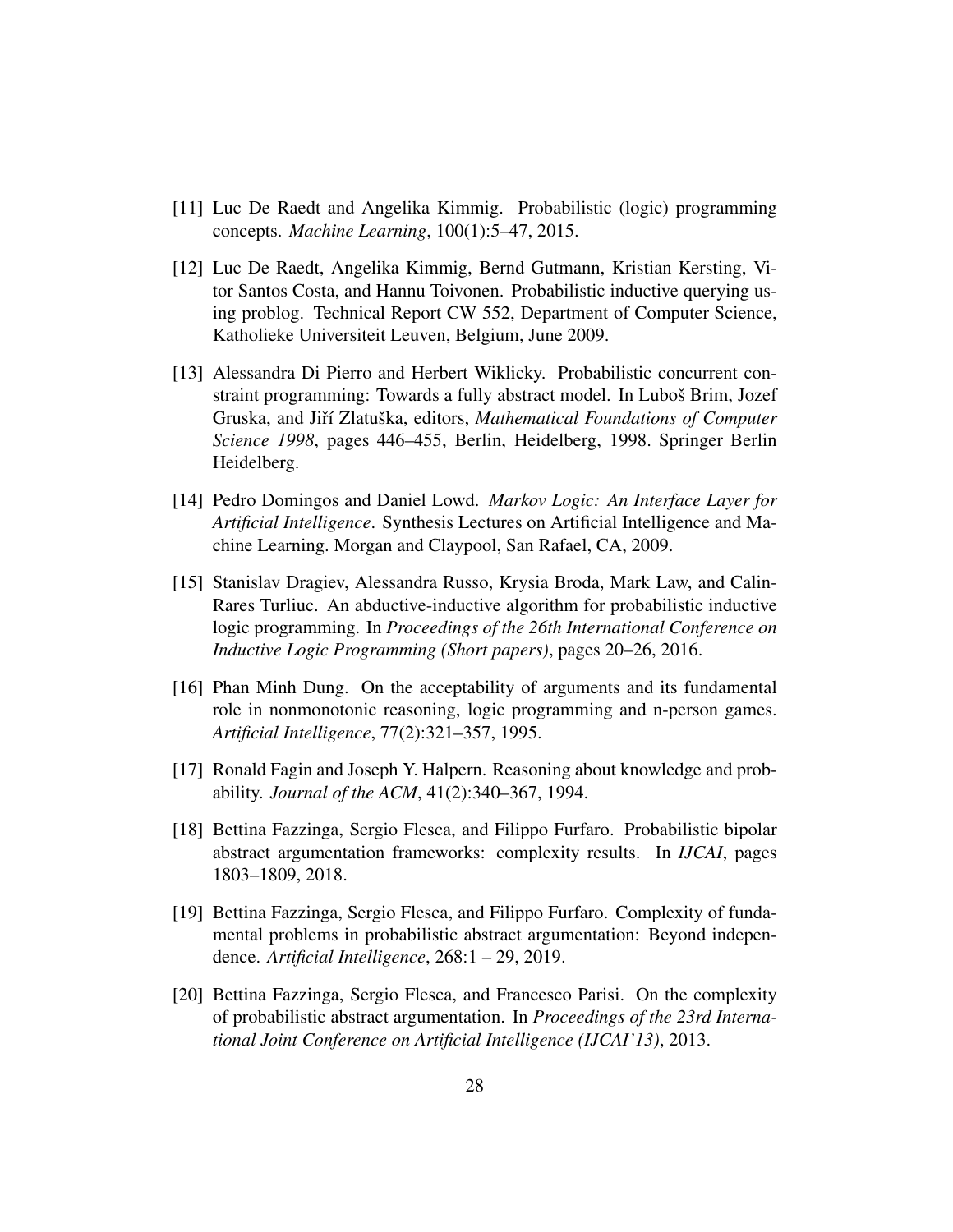[11] Luc De Raedt and Angelika Kimmig. Probabilistic (logic) programming concepts. *Machine Learning*, 100(1):5–47, 2015.

[12] Luc De Raedt, Angelika Kimmig, Bernd Gutmann, Kristian Kersting, Vitor Santos Costa, and Hannu Toivonen. Probabilistic inductive querying using problog. Technical Report CW 552, Department of Computer Science, Katholieke Universiteit Leuven, Belgium, June 2009.

[13] Alessandra Di Pierro and Herbert Wiklicky. Probabilistic concurrent constraint programming: Towards a fully abstract model. In Luboš Brim, Jozef Gruska, and Jiří Zlatuška, editors, *Mathematical Foundations of Computer Science 1998*, pages 446–455, Berlin, Heidelberg, 1998. Springer Berlin Heidelberg.

[14] Pedro Domingos and Daniel Lowd. *Markov Logic: An Interface Layer for Artificial Intelligence*. Synthesis Lectures on Artificial Intelligence and Machine Learning. Morgan and Claypool, San Rafael, CA, 2009.

[15] Stanislav Dragiev, Alessandra Russo, Krysia Broda, Mark Law, and Calin-Rares Turliuc. An abductive-inductive algorithm for probabilistic inductive logic programming. In *Proceedings of the 26th International Conference on Inductive Logic Programming (Short papers)*, pages 20–26, 2016.

[16] Phan Minh Dung. On the acceptability of arguments and its fundamental role in nonmonotonic reasoning, logic programming and n-person games. *Artificial Intelligence*, 77(2):321–357, 1995.

[17] Ronald Fagin and Joseph Y. Halpern. Reasoning about knowledge and probability. *Journal of the ACM*, 41(2):340–367, 1994.

[18] Bettina Fazzinga, Sergio Flesca, and Filippo Furfaro. Probabilistic bipolar abstract argumentation frameworks: complexity results. In *IJCAI*, pages 1803–1809, 2018.

[19] Bettina Fazzinga, Sergio Flesca, and Filippo Furfaro. Complexity of fundamental problems in probabilistic abstract argumentation: Beyond independence. *Artificial Intelligence*, 268:1 – 29, 2019.

[20] Bettina Fazzinga, Sergio Flesca, and Francesco Parisi. On the complexity of probabilistic abstract argumentation. In *Proceedings of the 23rd International Joint Conference on Artificial Intelligence (IJCAI'13)*, 2013.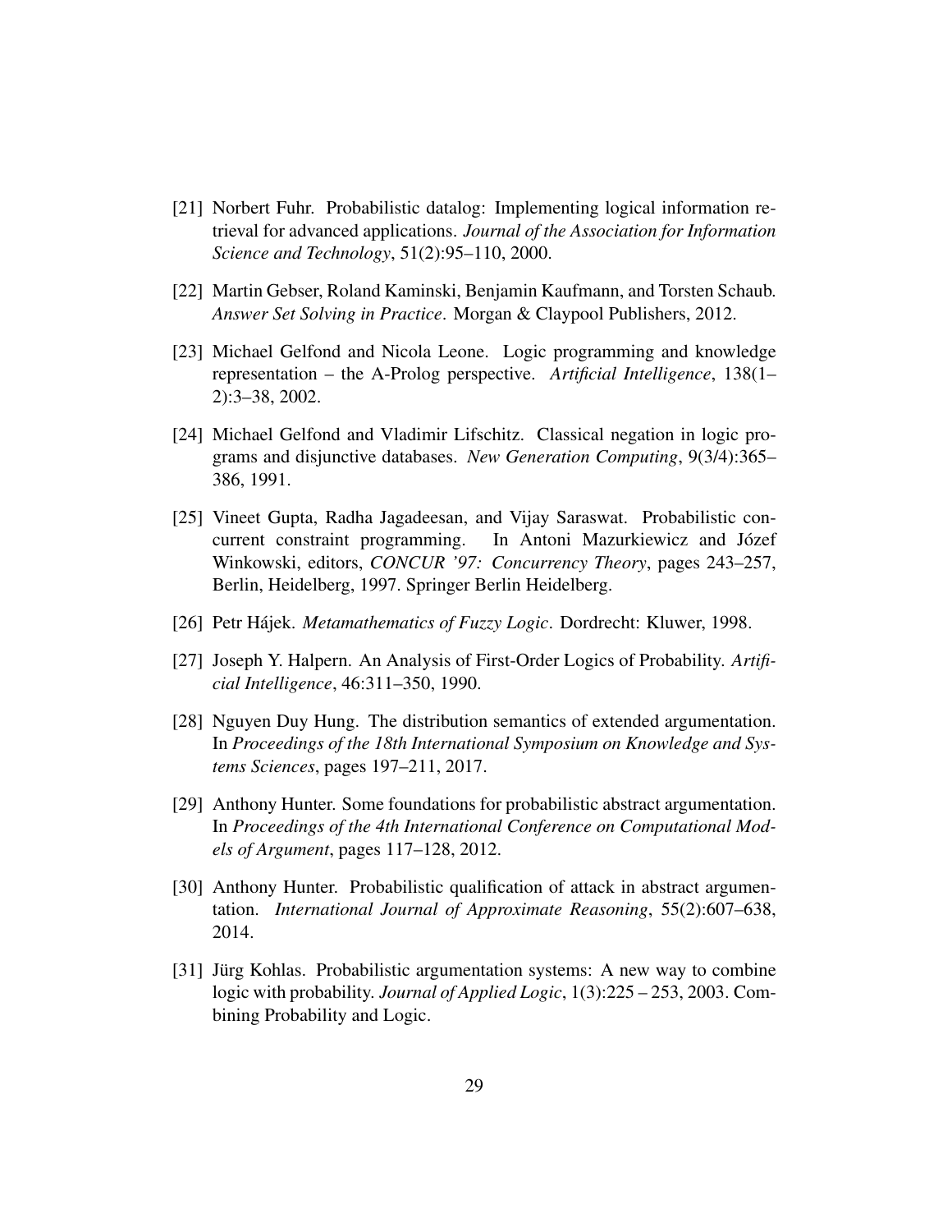[21] Norbert Fuhr. Probabilistic datalog: Implementing logical information retrieval for advanced applications. *Journal of the Association for Information Science and Technology*, 51(2):95–110, 2000.

[22] Martin Gebser, Roland Kaminski, Benjamin Kaufmann, and Torsten Schaub. *Answer Set Solving in Practice*. Morgan & Claypool Publishers, 2012.

[23] Michael Gelfond and Nicola Leone. Logic programming and knowledge representation – the A-Prolog perspective. *Artificial Intelligence*, 138(1–2):3–38, 2002.

[24] Michael Gelfond and Vladimir Lifschitz. Classical negation in logic programs and disjunctive databases. *New Generation Computing*, 9(3/4):365–386, 1991.

[25] Vineet Gupta, Radha Jagadeesan, and Vijay Saraswat. Probabilistic concurrent constraint programming. In Antoni Mazurkiewicz and Józef Winkowski, editors, *CONCUR '97: Concurrency Theory*, pages 243–257, Berlin, Heidelberg, 1997. Springer Berlin Heidelberg.

[26] Petr Hájek. *Metamathematics of Fuzzy Logic*. Dordrecht: Kluwer, 1998.

[27] Joseph Y. Halpern. An Analysis of First-Order Logics of Probability. *Artificial Intelligence*, 46:311–350, 1990.

[28] Nguyen Duy Hung. The distribution semantics of extended argumentation. In *Proceedings of the 18th International Symposium on Knowledge and Systems Sciences*, pages 197–211, 2017.

[29] Anthony Hunter. Some foundations for probabilistic abstract argumentation. In *Proceedings of the 4th International Conference on Computational Models of Argument*, pages 117–128, 2012.

[30] Anthony Hunter. Probabilistic qualification of attack in abstract argumentation. *International Journal of Approximate Reasoning*, 55(2):607–638, 2014.

[31] Jürg Kohlas. Probabilistic argumentation systems: A new way to combine logic with probability. *Journal of Applied Logic*, 1(3):225 – 253, 2003. Combining Probability and Logic.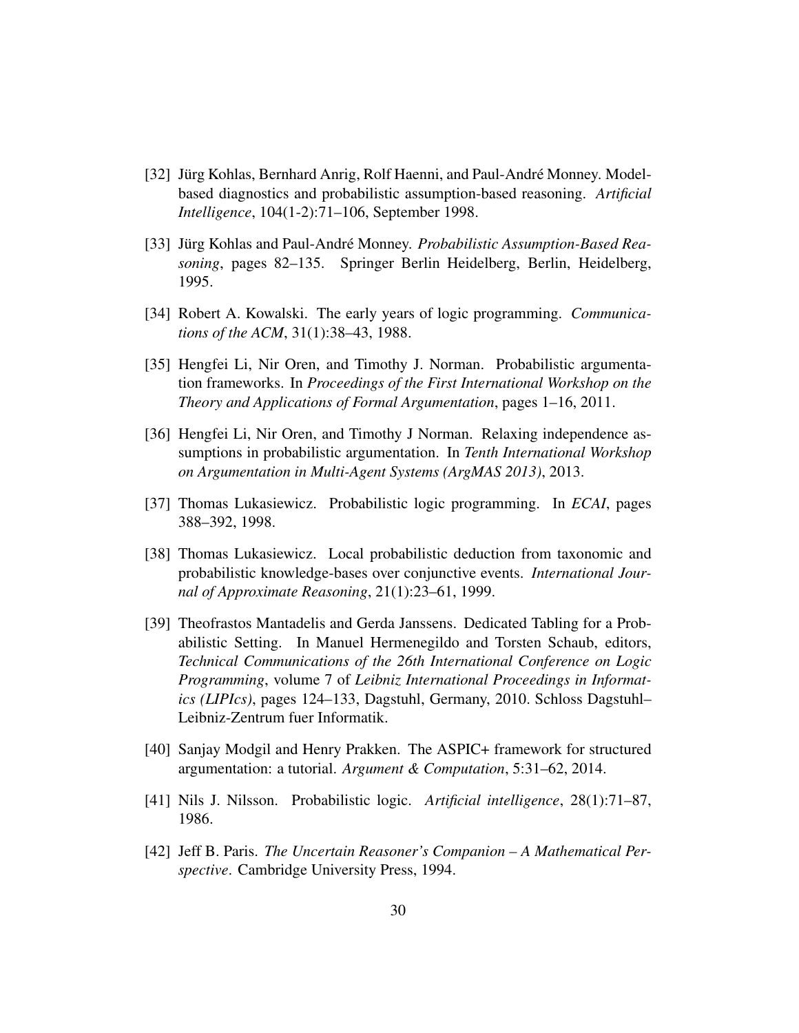[32] Jürg Kohlas, Bernhard Anrig, Rolf Haenni, and Paul-André Monney. Model-based diagnostics and probabilistic assumption-based reasoning. *Artificial Intelligence*, 104(1-2):71–106, September 1998.

[33] Jürg Kohlas and Paul-André Monney. *Probabilistic Assumption-Based Reasoning*, pages 82–135. Springer Berlin Heidelberg, Berlin, Heidelberg, 1995.

[34] Robert A. Kowalski. The early years of logic programming. *Communications of the ACM*, 31(1):38–43, 1988.

[35] Hengfei Li, Nir Oren, and Timothy J. Norman. Probabilistic argumentation frameworks. In *Proceedings of the First International Workshop on the Theory and Applications of Formal Argumentation*, pages 1–16, 2011.

[36] Hengfei Li, Nir Oren, and Timothy J Norman. Relaxing independence assumptions in probabilistic argumentation. In *Tenth International Workshop on Argumentation in Multi-Agent Systems (ArgMAS 2013)*, 2013.

[37] Thomas Lukasiewicz. Probabilistic logic programming. In *ECAI*, pages 388–392, 1998.

[38] Thomas Lukasiewicz. Local probabilistic deduction from taxonomic and probabilistic knowledge-bases over conjunctive events. *International Journal of Approximate Reasoning*, 21(1):23–61, 1999.

[39] Theofrastos Mantadelis and Gerda Janssens. Dedicated Tabling for a Probabilistic Setting. In Manuel Hermenegildo and Torsten Schaub, editors, *Technical Communications of the 26th International Conference on Logic Programming*, volume 7 of *Leibniz International Proceedings in Informatics (LIPIcs)*, pages 124–133, Dagstuhl, Germany, 2010. Schloss Dagstuhl–Leibniz-Zentrum fuer Informatik.

[40] Sanjay Modgil and Henry Prakken. The ASPIC+ framework for structured argumentation: a tutorial. *Argument & Computation*, 5:31–62, 2014.

[41] Nils J. Nilsson. Probabilistic logic. *Artificial intelligence*, 28(1):71–87, 1986.

[42] Jeff B. Paris. *The Uncertain Reasoner's Companion – A Mathematical Perspective*. Cambridge University Press, 1994.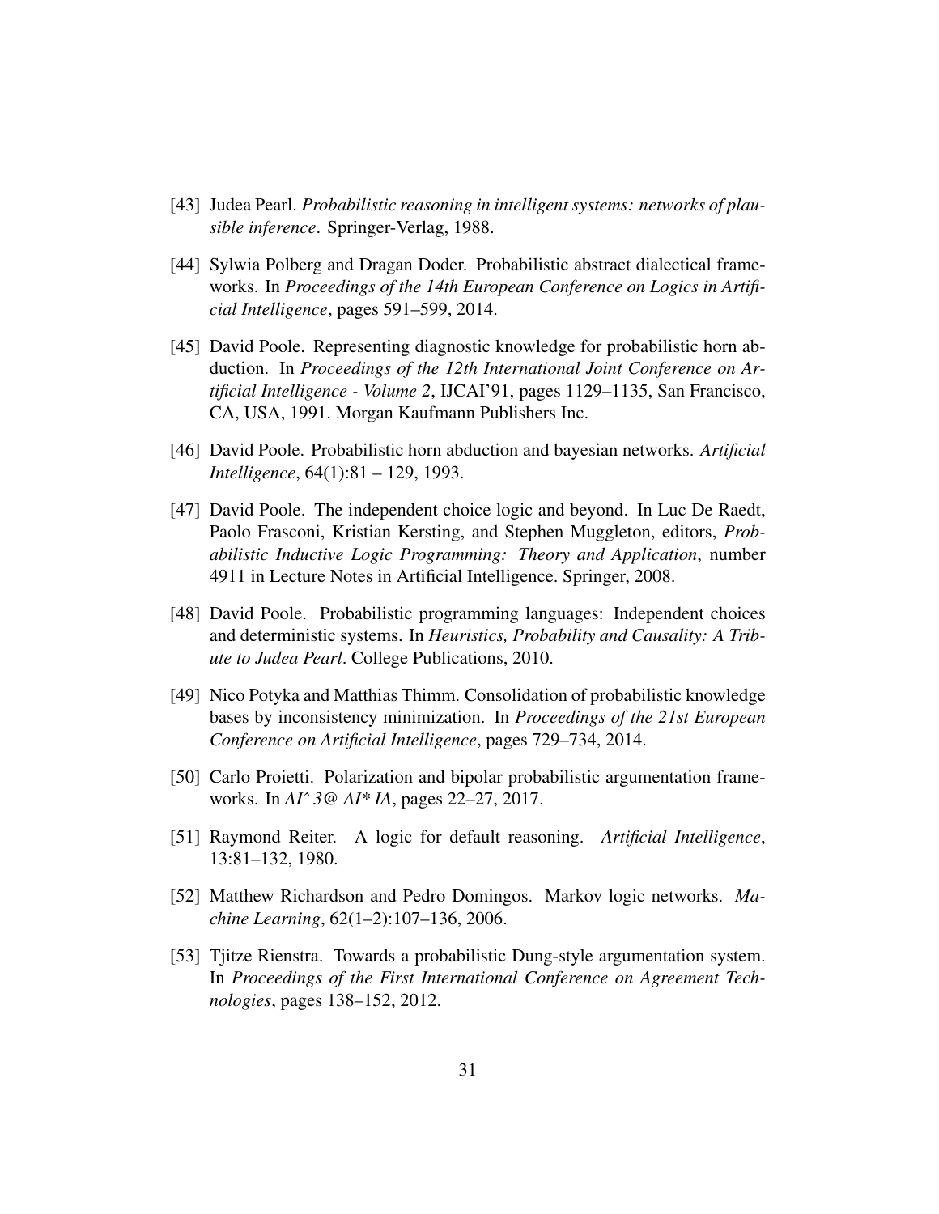[43] Judea Pearl. *Probabilistic reasoning in intelligent systems: networks of plausible inference*. Springer-Verlag, 1988.

[44] Sylwia Polberg and Dragan Doder. Probabilistic abstract dialectical frameworks. In *Proceedings of the 14th European Conference on Logics in Artificial Intelligence*, pages 591–599, 2014.

[45] David Poole. Representing diagnostic knowledge for probabilistic horn abduction. In *Proceedings of the 12th International Joint Conference on Artificial Intelligence - Volume 2*, IJCAI'91, pages 1129–1135, San Francisco, CA, USA, 1991. Morgan Kaufmann Publishers Inc.

[46] David Poole. Probabilistic horn abduction and bayesian networks. *Artificial Intelligence*, 64(1):81 – 129, 1993.

[47] David Poole. The independent choice logic and beyond. In Luc De Raedt, Paolo Frasconi, Kristian Kersting, and Stephen Muggleton, editors, *Probabilistic Inductive Logic Programming: Theory and Application*, number 4911 in Lecture Notes in Artificial Intelligence. Springer, 2008.

[48] David Poole. Probabilistic programming languages: Independent choices and deterministic systems. In *Heuristics, Probability and Causality: A Tribute to Judea Pearl*. College Publications, 2010.

[49] Nico Potyka and Matthias Thimm. Consolidation of probabilistic knowledge bases by inconsistency minimization. In *Proceedings of the 21st European Conference on Artificial Intelligence*, pages 729–734, 2014.

[50] Carlo Proietti. Polarization and bipolar probabilistic argumentation frameworks. In *AI^ 3@ AI* IA*, pages 22–27, 2017.

[51] Raymond Reiter. A logic for default reasoning. *Artificial Intelligence*, 13:81–132, 1980.

[52] Matthew Richardson and Pedro Domingos. Markov logic networks. *Machine Learning*, 62(1–2):107–136, 2006.

[53] Tjitze Rienstra. Towards a probabilistic Dung-style argumentation system. In *Proceedings of the First International Conference on Agreement Technologies*, pages 138–152, 2012.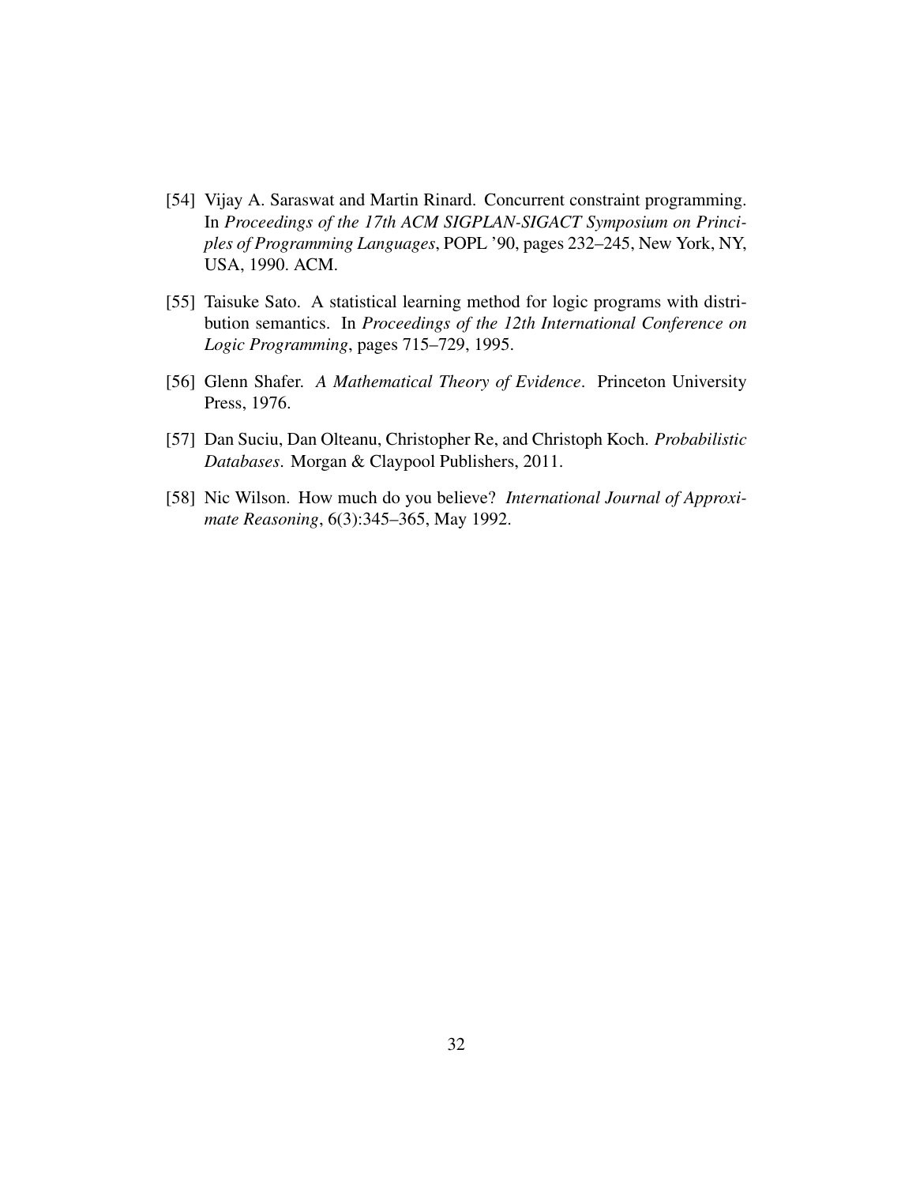[54] Vijay A. Saraswat and Martin Rinard. Concurrent constraint programming. In *Proceedings of the 17th ACM SIGPLAN-SIGACT Symposium on Principles of Programming Languages*, POPL '90, pages 232–245, New York, NY, USA, 1990. ACM.

[55] Taisuke Sato. A statistical learning method for logic programs with distribution semantics. In *Proceedings of the 12th International Conference on Logic Programming*, pages 715–729, 1995.

[56] Glenn Shafer. *A Mathematical Theory of Evidence*. Princeton University Press, 1976.

[57] Dan Suciu, Dan Olteanu, Christopher Re, and Christoph Koch. *Probabilistic Databases*. Morgan & Claypool Publishers, 2011.

[58] Nic Wilson. How much do you believe? *International Journal of Approximate Reasoning*, 6(3):345–365, May 1992.